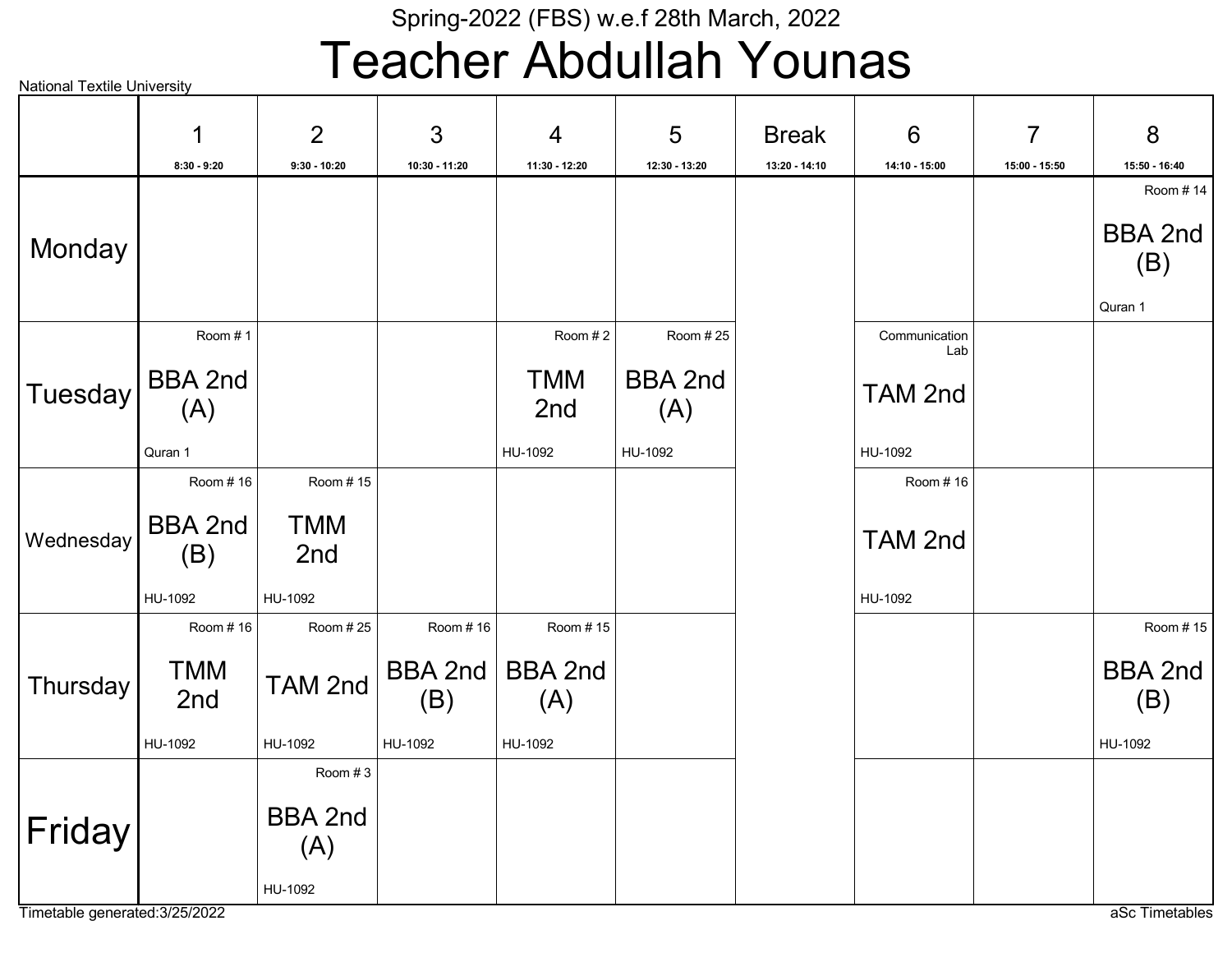Spring-2022 (FBS) w.e.f 28th March, 2022

# Teacher Abdullah Younas

National Textile University

| | 1<br>8:30 - 9:20 | 2<br>9:30 - 10:20 | 3<br>10:30 - 11:20 | 4<br>11:30 - 12:20 | 5<br>12:30 - 13:20 | Break<br>13:20 - 14:10 | 6<br>14:10 - 15:00 | 7<br>15:00 - 15:50 | 8<br>15:50 - 16:40 |
|---|---|---|---|---|---|---|---|---|---|
| Monday | | | | | | | | | Room # 14<br>BBA 2nd (B)<br>Quran 1 |
| Tuesday | Room # 1<br>BBA 2nd (A)<br>Quran 1 | | | Room # 2<br>TMM 2nd<br>HU-1092 | Room # 25<br>BBA 2nd (A)<br>HU-1092 | | Communication Lab<br>TAM 2nd<br>HU-1092 | | |
| Wednesday | Room # 16<br>BBA 2nd (B)<br>HU-1092 | Room # 15<br>TMM 2nd<br>HU-1092 | | | | | Room # 16<br>TAM 2nd<br>HU-1092 | | |
| Thursday | Room # 16<br>TMM 2nd<br>HU-1092 | Room # 25<br>TAM 2nd<br>HU-1092 | Room # 16<br>BBA 2nd (B)<br>HU-1092 | Room # 15<br>BBA 2nd (A)<br>HU-1092 | | | | | Room # 15<br>BBA 2nd (B)<br>HU-1092 |
| Friday | | Room # 3<br>BBA 2nd (A)<br>HU-1092 | | | | | | | |

Timetable generated:3/25/2022

aSc Timetables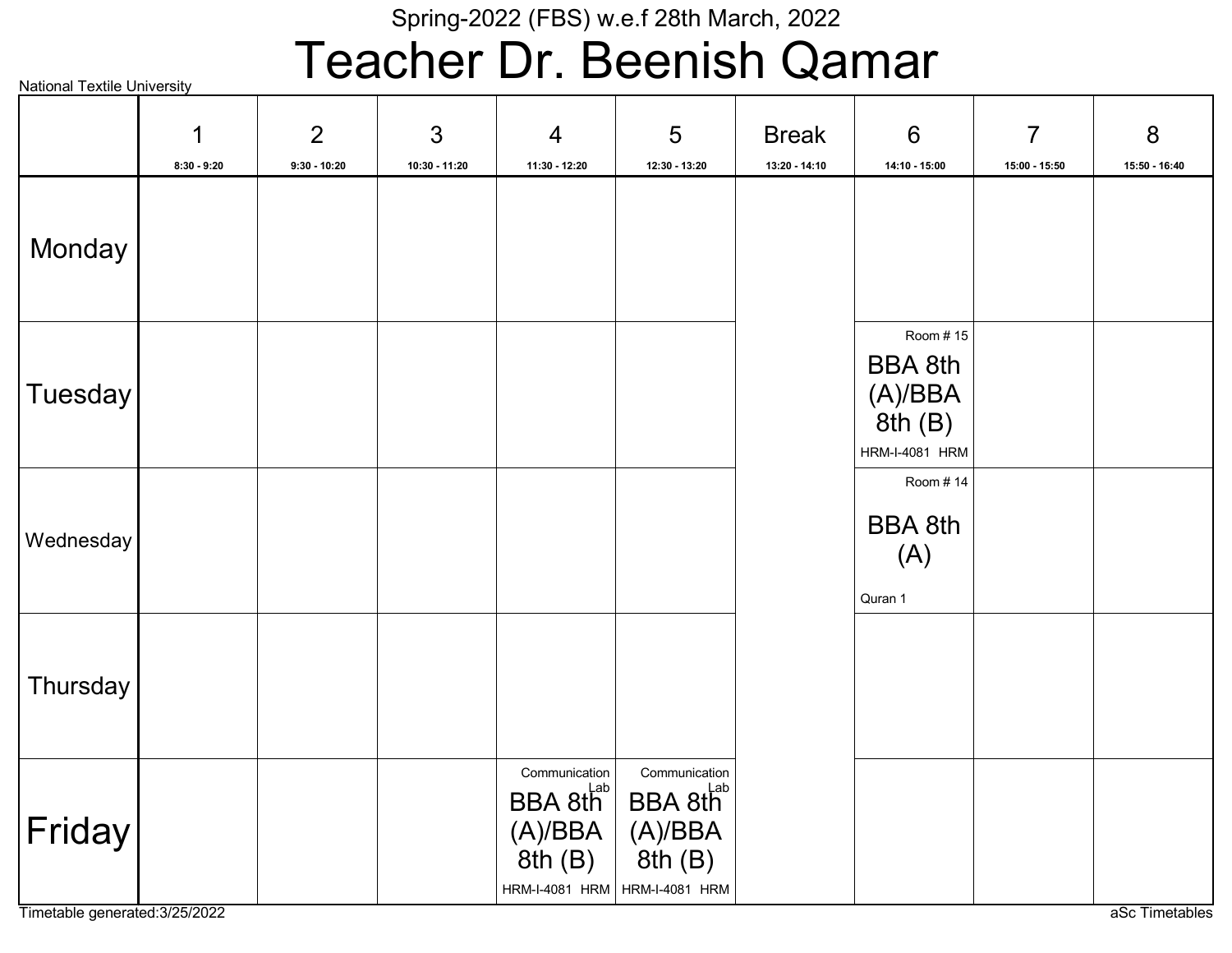Spring-2022 (FBS) w.e.f 28th March, 2022

# Teacher Dr. Beenish Qamar

National Textile University

| | 1<br>8:30 - 9:20 | 2<br>9:30 - 10:20 | 3<br>10:30 - 11:20 | 4<br>11:30 - 12:20 | 5<br>12:30 - 13:20 | Break<br>13:20 - 14:10 | 6<br>14:10 - 15:00 | 7<br>15:00 - 15:50 | 8<br>15:50 - 16:40 |
|---|---|---|---|---|---|---|---|---|---|
| Monday | | | | | | | | | |
| Tuesday | | | | | | | Room # 15<br>BBA 8th (A)/BBA 8th (B)<br>HRM-I-4081 HRM | | |
| Wednesday | | | | | | | Room # 14<br>BBA 8th (A)<br>Quran 1 | | |
| Thursday | | | | | | | | | |
| Friday | | | | Communication Lab<br>BBA 8th (A)/BBA 8th (B)<br>HRM-I-4081 HRM | Communication Lab<br>BBA 8th (A)/BBA 8th (B)<br>HRM-I-4081 HRM | | | | |

Timetable generated:3/25/2022

aSc Timetables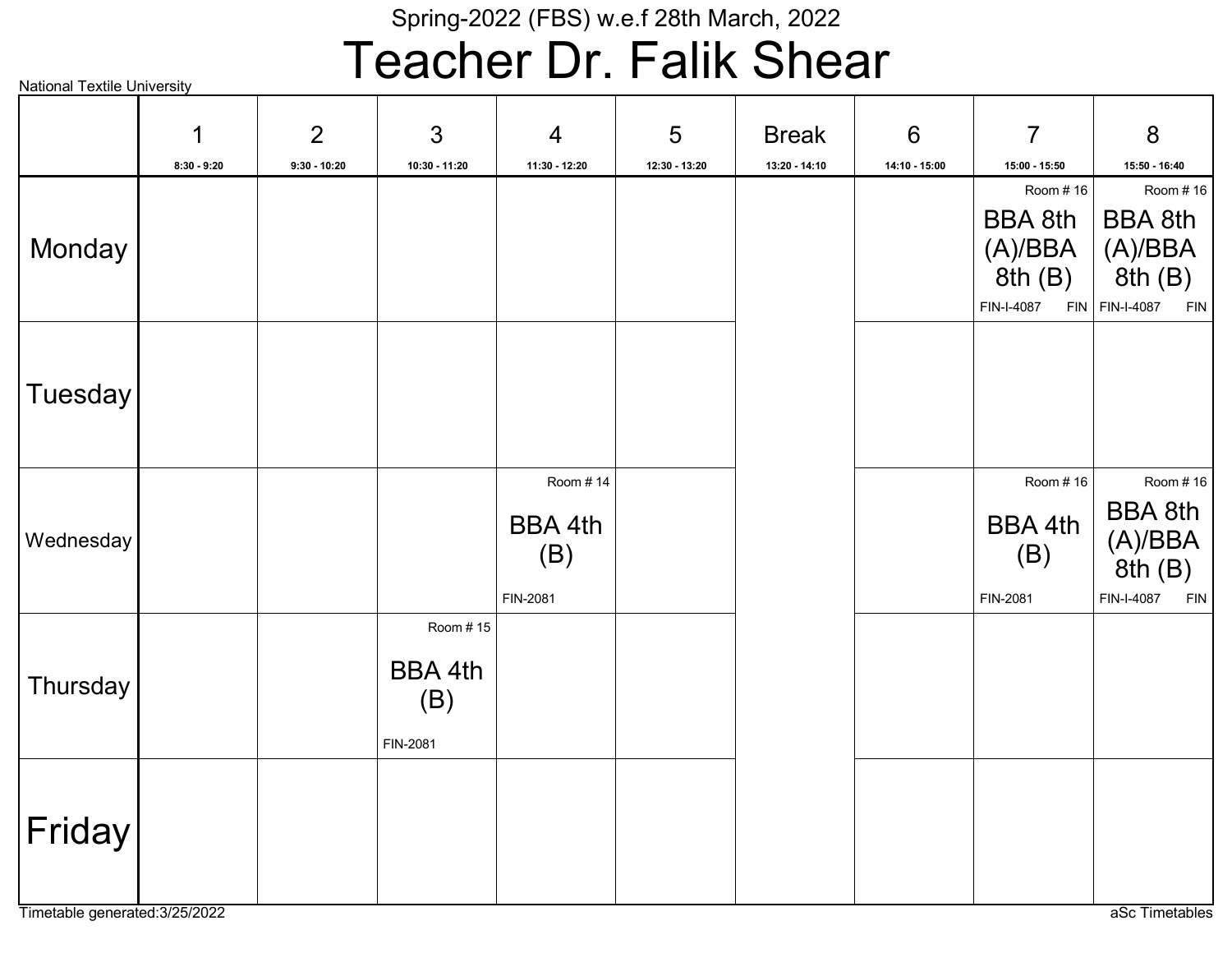Spring-2022 (FBS) w.e.f 28th March, 2022

# Teacher Dr. Falik Shear

National Textile University

| | 1<br>8:30 - 9:20 | 2<br>9:30 - 10:20 | 3<br>10:30 - 11:20 | 4<br>11:30 - 12:20 | 5<br>12:30 - 13:20 | Break<br>13:20 - 14:10 | 6<br>14:10 - 15:00 | 7<br>15:00 - 15:50 | 8<br>15:50 - 16:40 |
|---|---|---|---|---|---|---|---|---|---|
| Monday | | | | | | | | Room # 16<br>BBA 8th (A)/BBA 8th (B)<br>FIN-I-4087 FIN | Room # 16<br>BBA 8th (A)/BBA 8th (B)<br>FIN-I-4087 FIN |
| Tuesday | | | | | | | | | |
| Wednesday | | | | Room # 14<br>BBA 4th (B)<br>FIN-2081 | | | | Room # 16<br>BBA 4th (B)<br>FIN-2081 | Room # 16<br>BBA 8th (A)/BBA 8th (B)<br>FIN-I-4087 FIN |
| Thursday | | | Room # 15<br>BBA 4th (B)<br>FIN-2081 | | | | | | |
| Friday | | | | | | | | | |

Timetable generated:3/25/2022

aSc Timetables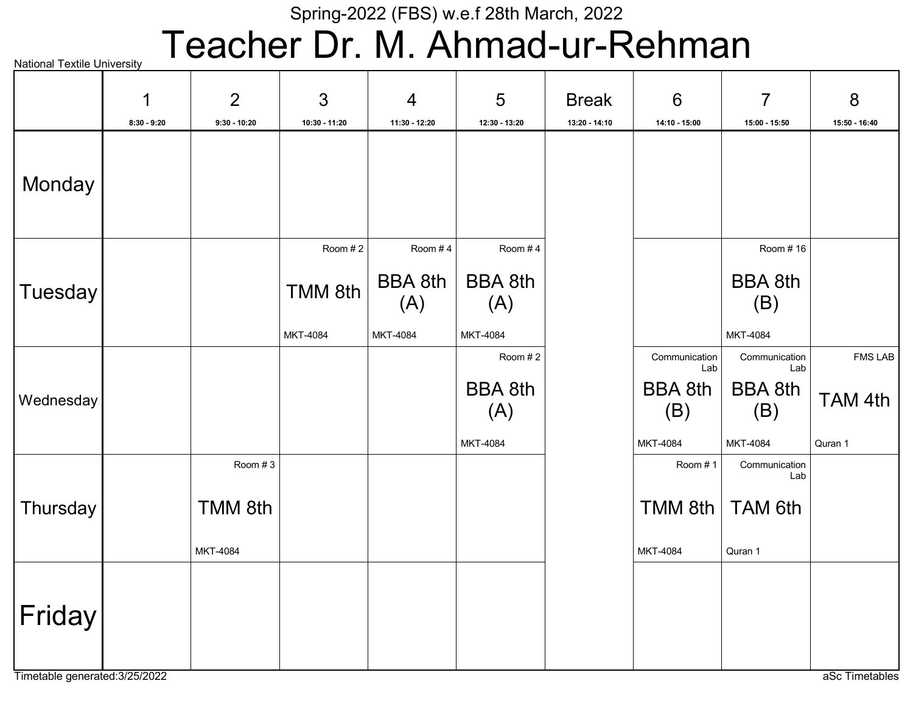Spring-2022 (FBS) w.e.f 28th March, 2022

# Teacher Dr. M. Ahmad-ur-Rehman

National Textile University

| | 1<br>8:30 - 9:20 | 2<br>9:30 - 10:20 | 3<br>10:30 - 11:20 | 4<br>11:30 - 12:20 | 5<br>12:30 - 13:20 | Break<br>13:20 - 14:10 | 6<br>14:10 - 15:00 | 7<br>15:00 - 15:50 | 8<br>15:50 - 16:40 |
|---|---|---|---|---|---|---|---|---|---|
| Monday | | | | | | | | | |
| Tuesday | | | Room # 2<br>TMM 8th<br>MKT-4084 | Room # 4<br>BBA 8th (A)<br>MKT-4084 | Room # 4<br>BBA 8th (A)<br>MKT-4084 | | | Room # 16<br>BBA 8th (B)<br>MKT-4084 | |
| Wednesday | | | | | Room # 2<br>BBA 8th (A)<br>MKT-4084 | | Communication Lab<br>BBA 8th (B)<br>MKT-4084 | Communication Lab<br>BBA 8th (B)<br>MKT-4084 | FMS LAB<br>TAM 4th<br>Quran 1 |
| Thursday | | Room # 3<br>TMM 8th<br>MKT-4084 | | | | | Room # 1<br>TMM 8th<br>MKT-4084 | Communication Lab<br>TAM 6th<br>Quran 1 | |
| Friday | | | | | | | | | |

Timetable generated:3/25/2022

aSc Timetables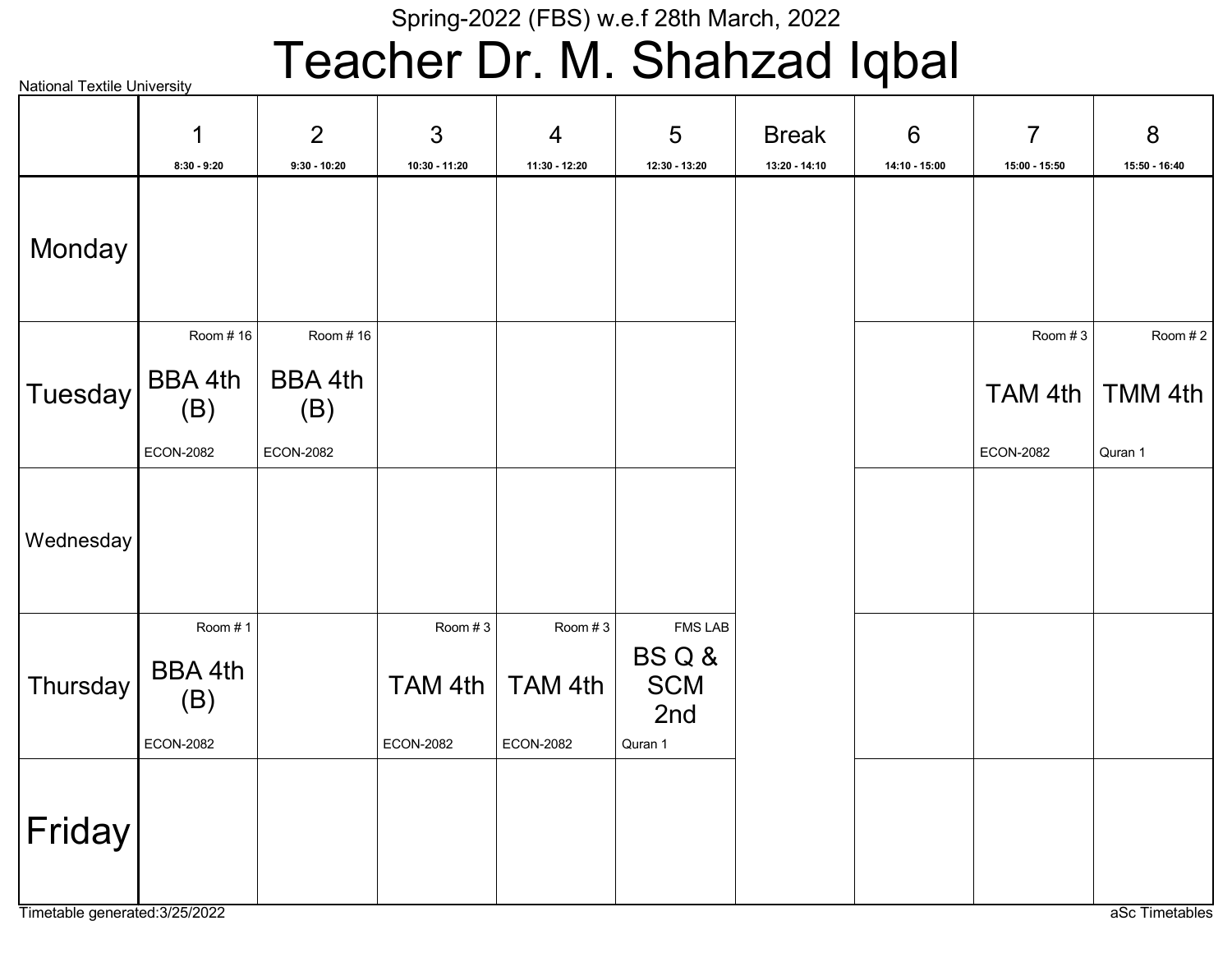Spring-2022 (FBS) w.e.f 28th March, 2022

# Teacher Dr. M. Shahzad Iqbal

National Textile University

| | 1<br>8:30 - 9:20 | 2<br>9:30 - 10:20 | 3<br>10:30 - 11:20 | 4<br>11:30 - 12:20 | 5<br>12:30 - 13:20 | Break<br>13:20 - 14:10 | 6<br>14:10 - 15:00 | 7<br>15:00 - 15:50 | 8<br>15:50 - 16:40 |
|---|---|---|---|---|---|---|---|---|---|
| Monday | | | | | | | | | |
| Tuesday | Room # 16<br>BBA 4th (B)<br>ECON-2082 | Room # 16<br>BBA 4th (B)<br>ECON-2082 | | | | | | Room # 3<br>TAM 4th<br>ECON-2082 | Room # 2<br>TMM 4th<br>Quran 1 |
| Wednesday | | | | | | | | | |
| Thursday | Room # 1<br>BBA 4th (B)<br>ECON-2082 | | Room # 3<br>TAM 4th<br>ECON-2082 | Room # 3<br>TAM 4th<br>ECON-2082 | FMS LAB<br>BS Q & SCM 2nd<br>Quran 1 | | | | |
| Friday | | | | | | | | | |

Timetable generated:3/25/2022

aSc Timetables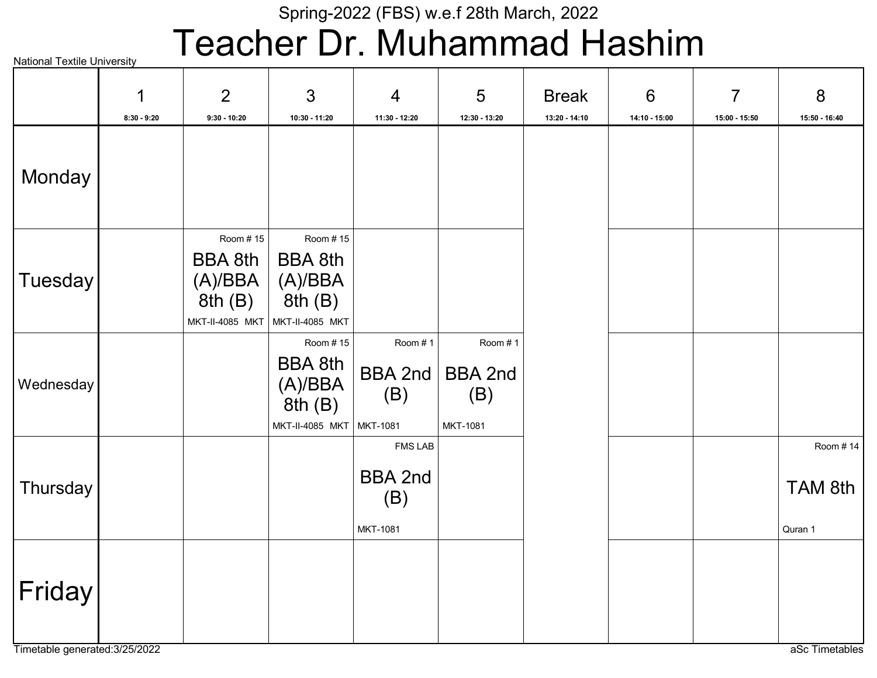Spring-2022 (FBS) w.e.f 28th March, 2022

# Teacher Dr. Muhammad Hashim

National Textile University

| | 1<br>8:30 - 9:20 | 2<br>9:30 - 10:20 | 3<br>10:30 - 11:20 | 4<br>11:30 - 12:20 | 5<br>12:30 - 13:20 | Break<br>13:20 - 14:10 | 6<br>14:10 - 15:00 | 7<br>15:00 - 15:50 | 8<br>15:50 - 16:40 |
|---|---|---|---|---|---|---|---|---|---|
| Monday | | | | | | | | | |
| Tuesday | | Room # 15<br>BBA 8th (A)/BBA 8th (B)<br>MKT-II-4085 MKT | Room # 15<br>BBA 8th (A)/BBA 8th (B)<br>MKT-II-4085 MKT | | | | | | |
| Wednesday | | | Room # 15<br>BBA 8th (A)/BBA 8th (B)<br>MKT-II-4085 MKT | Room # 1<br>BBA 2nd (B)<br>MKT-1081 | Room # 1<br>BBA 2nd (B)<br>MKT-1081 | | | | |
| Thursday | | | | FMS LAB<br>BBA 2nd (B)<br>MKT-1081 | | | | | Room # 14<br>TAM 8th<br>Quran 1 |
| Friday | | | | | | | | | |

Timetable generated:3/25/2022

aSc Timetables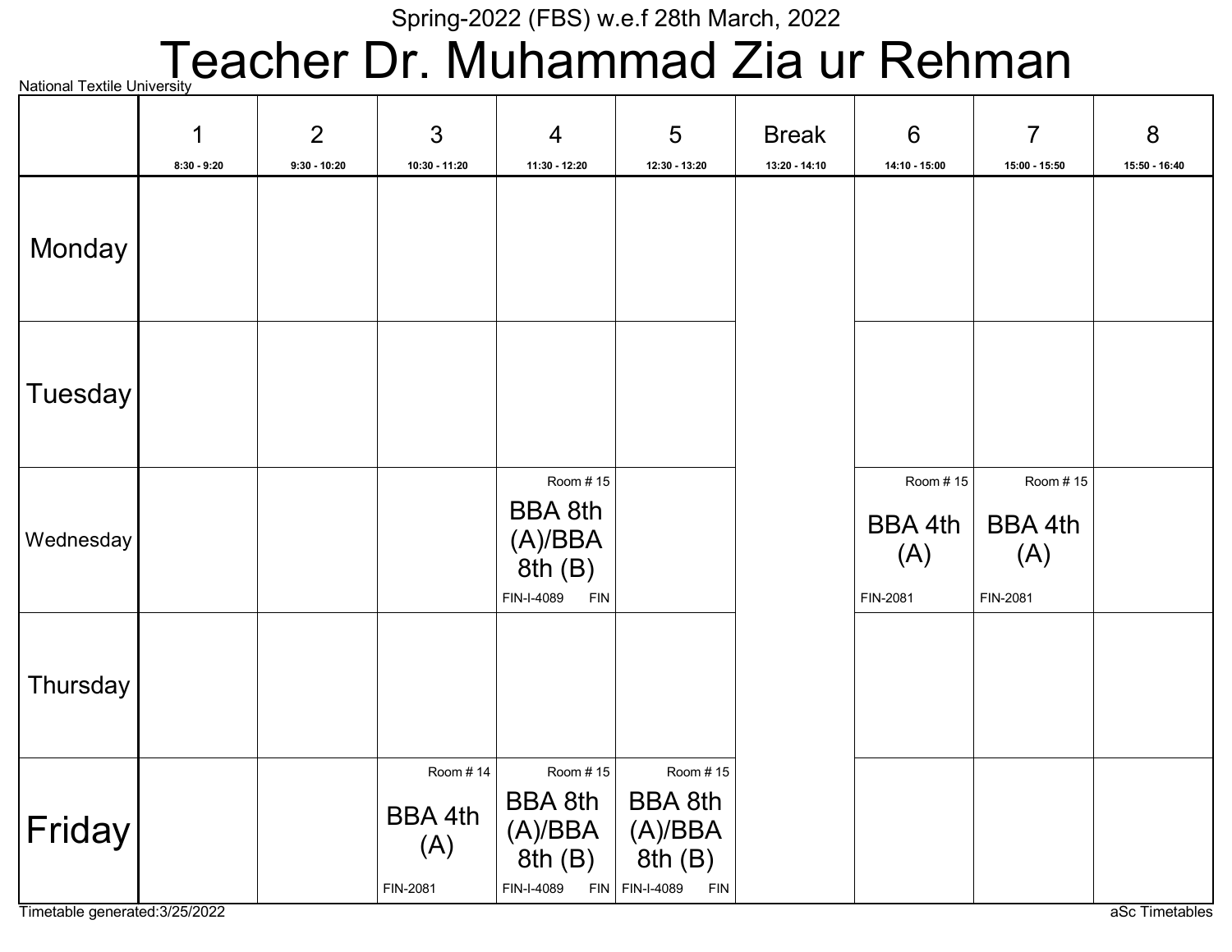Spring-2022 (FBS) w.e.f 28th March, 2022

# Teacher Dr. Muhammad Zia ur Rehman

National Textile University

| | 1<br>8:30 - 9:20 | 2<br>9:30 - 10:20 | 3<br>10:30 - 11:20 | 4<br>11:30 - 12:20 | 5<br>12:30 - 13:20 | Break<br>13:20 - 14:10 | 6<br>14:10 - 15:00 | 7<br>15:00 - 15:50 | 8<br>15:50 - 16:40 |
|---|---|---|---|---|---|---|---|---|---|
| Monday | | | | | | | | | |
| Tuesday | | | | | | | | | |
| Wednesday | | | | Room # 15<br>BBA 8th (A)/BBA 8th (B)<br>FIN-I-4089 FIN | | | Room # 15<br>BBA 4th (A)<br>FIN-2081 | Room # 15<br>BBA 4th (A)<br>FIN-2081 | |
| Thursday | | | | | | | | | |
| Friday | | | Room # 14<br>BBA 4th (A)<br>FIN-2081 | Room # 15<br>BBA 8th (A)/BBA 8th (B)<br>FIN-I-4089 FIN | Room # 15<br>BBA 8th (A)/BBA 8th (B)<br>FIN-I-4089 FIN | | | | |

Timetable generated:3/25/2022

aSc Timetables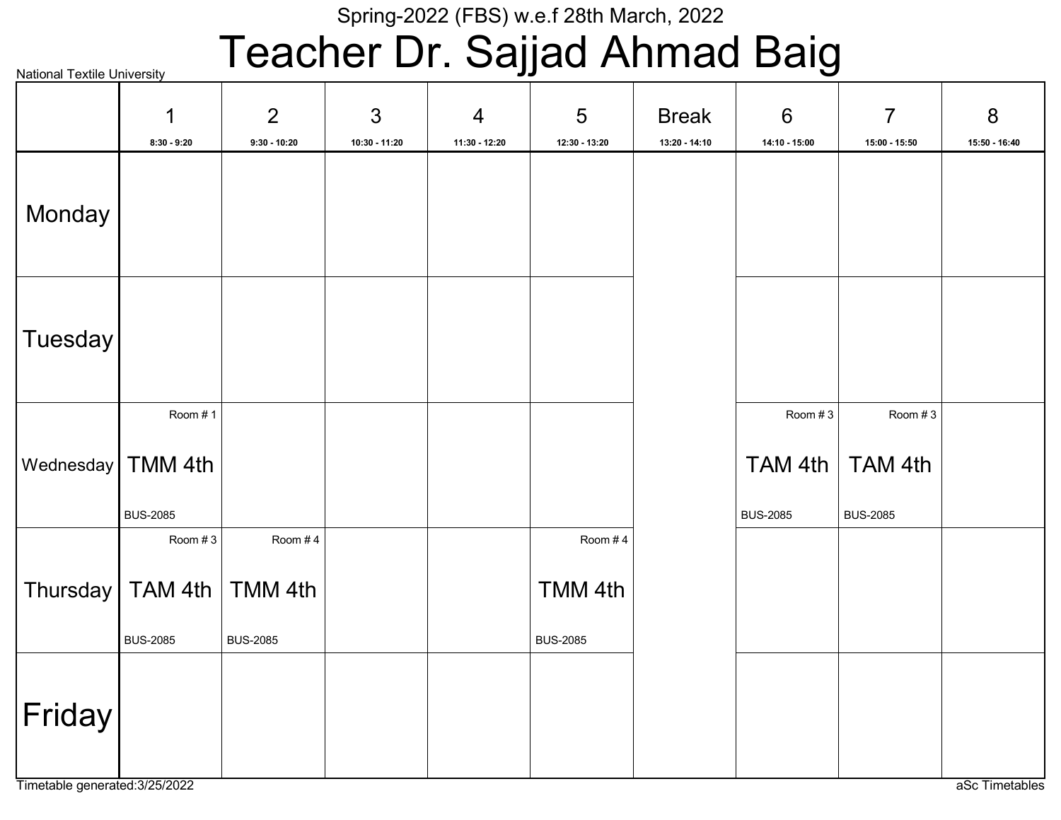Spring-2022 (FBS) w.e.f 28th March, 2022

# Teacher Dr. Sajjad Ahmad Baig

National Textile University

| | 1<br>8:30 - 9:20 | 2<br>9:30 - 10:20 | 3<br>10:30 - 11:20 | 4<br>11:30 - 12:20 | 5<br>12:30 - 13:20 | Break<br>13:20 - 14:10 | 6<br>14:10 - 15:00 | 7<br>15:00 - 15:50 | 8<br>15:50 - 16:40 |
|---|---|---|---|---|---|---|---|---|---|
| Monday | | | | | | | | | |
| Tuesday | | | | | | | | | |
| Wednesday | Room # 1<br>TMM 4th<br>BUS-2085 | | | | | | Room # 3<br>TAM 4th<br>BUS-2085 | Room # 3<br>TAM 4th<br>BUS-2085 | |
| Thursday | Room # 3<br>TAM 4th<br>BUS-2085 | Room # 4<br>TMM 4th<br>BUS-2085 | | | Room # 4<br>TMM 4th<br>BUS-2085 | | | | |
| Friday | | | | | | | | | |

Timetable generated:3/25/2022

aSc Timetables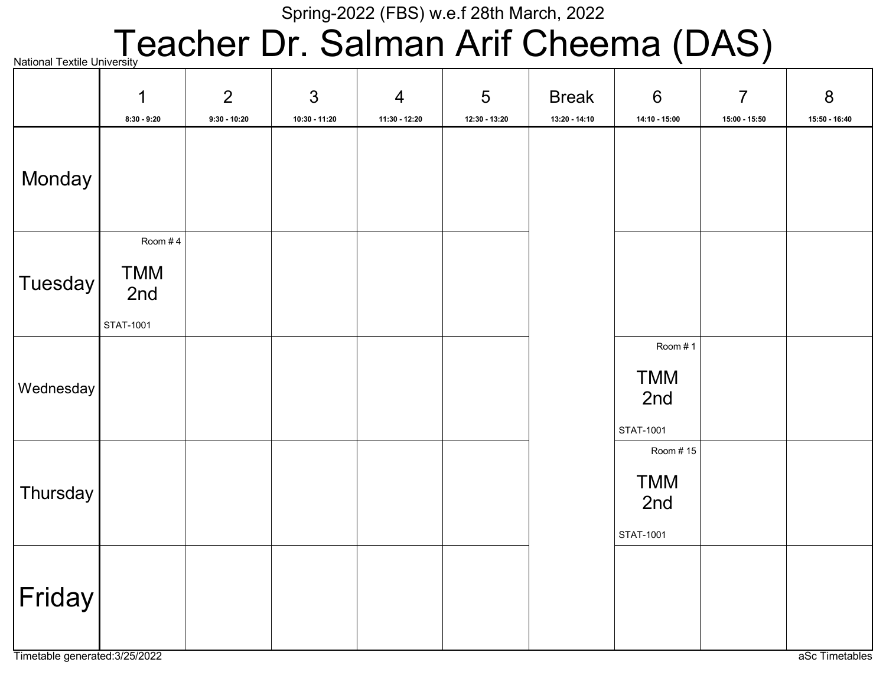Spring-2022 (FBS) w.e.f 28th March, 2022

# Teacher Dr. Salman Arif Cheema (DAS)

National Textile University

| | 1<br>8:30 - 9:20 | 2<br>9:30 - 10:20 | 3<br>10:30 - 11:20 | 4<br>11:30 - 12:20 | 5<br>12:30 - 13:20 | Break<br>13:20 - 14:10 | 6<br>14:10 - 15:00 | 7<br>15:00 - 15:50 | 8<br>15:50 - 16:40 |
|---|---|---|---|---|---|---|---|---|---|
| Monday | | | | | | | | | |
| Tuesday | Room # 4<br>TMM 2nd<br>STAT-1001 | | | | | | | | |
| Wednesday | | | | | | | Room # 1<br>TMM 2nd<br>STAT-1001 | | |
| Thursday | | | | | | | Room # 15<br>TMM 2nd<br>STAT-1001 | | |
| Friday | | | | | | | | | |

Timetable generated:3/25/2022

aSc Timetables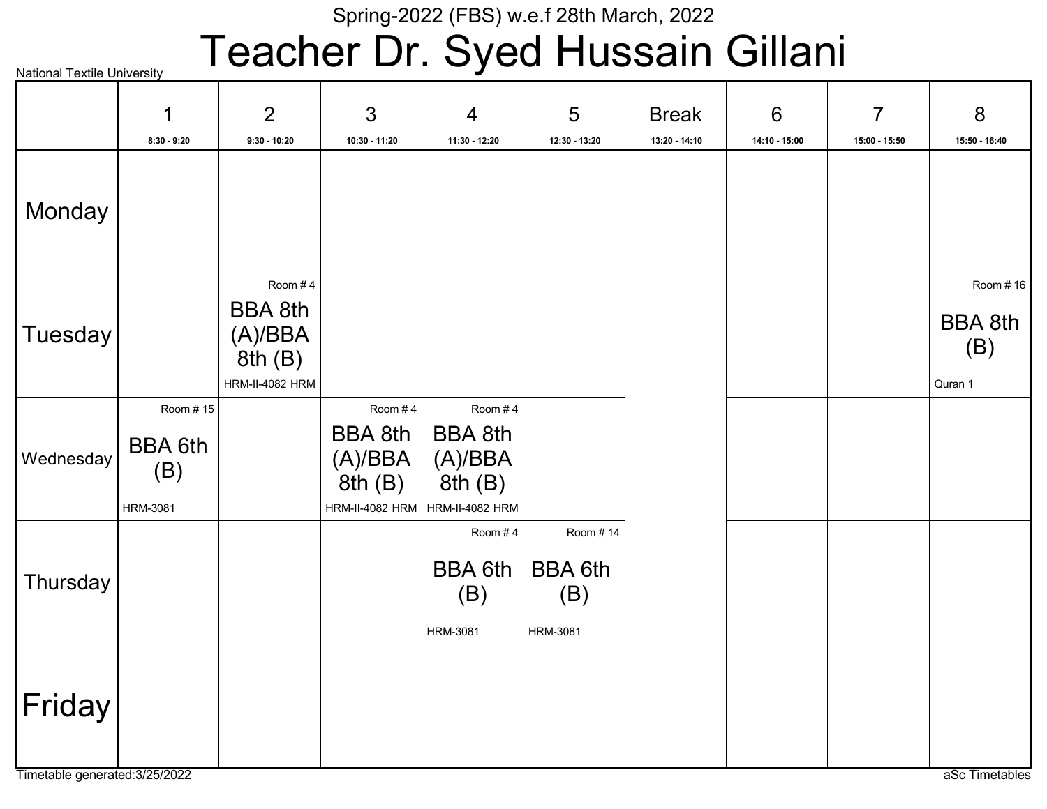Spring-2022 (FBS) w.e.f 28th March, 2022

# Teacher Dr. Syed Hussain Gillani

National Textile University

| | 1<br>8:30 - 9:20 | 2<br>9:30 - 10:20 | 3<br>10:30 - 11:20 | 4<br>11:30 - 12:20 | 5<br>12:30 - 13:20 | Break<br>13:20 - 14:10 | 6<br>14:10 - 15:00 | 7<br>15:00 - 15:50 | 8<br>15:50 - 16:40 |
|---|---|---|---|---|---|---|---|---|---|
| Monday | | | | | | | | | |
| Tuesday | | Room # 4<br>BBA 8th (A)/BBA 8th (B)<br>HRM-II-4082 HRM | | | | | | | Room # 16<br>BBA 8th (B)<br>Quran 1 |
| Wednesday | Room # 15<br>BBA 6th (B)<br>HRM-3081 | | Room # 4<br>BBA 8th (A)/BBA 8th (B)<br>HRM-II-4082 HRM | Room # 4<br>BBA 8th (A)/BBA 8th (B)<br>HRM-II-4082 HRM | | | | | |
| Thursday | | | | Room # 4<br>BBA 6th (B)<br>HRM-3081 | Room # 14<br>BBA 6th (B)<br>HRM-3081 | | | | |
| Friday | | | | | | | | | |

Timetable generated:3/25/2022

aSc Timetables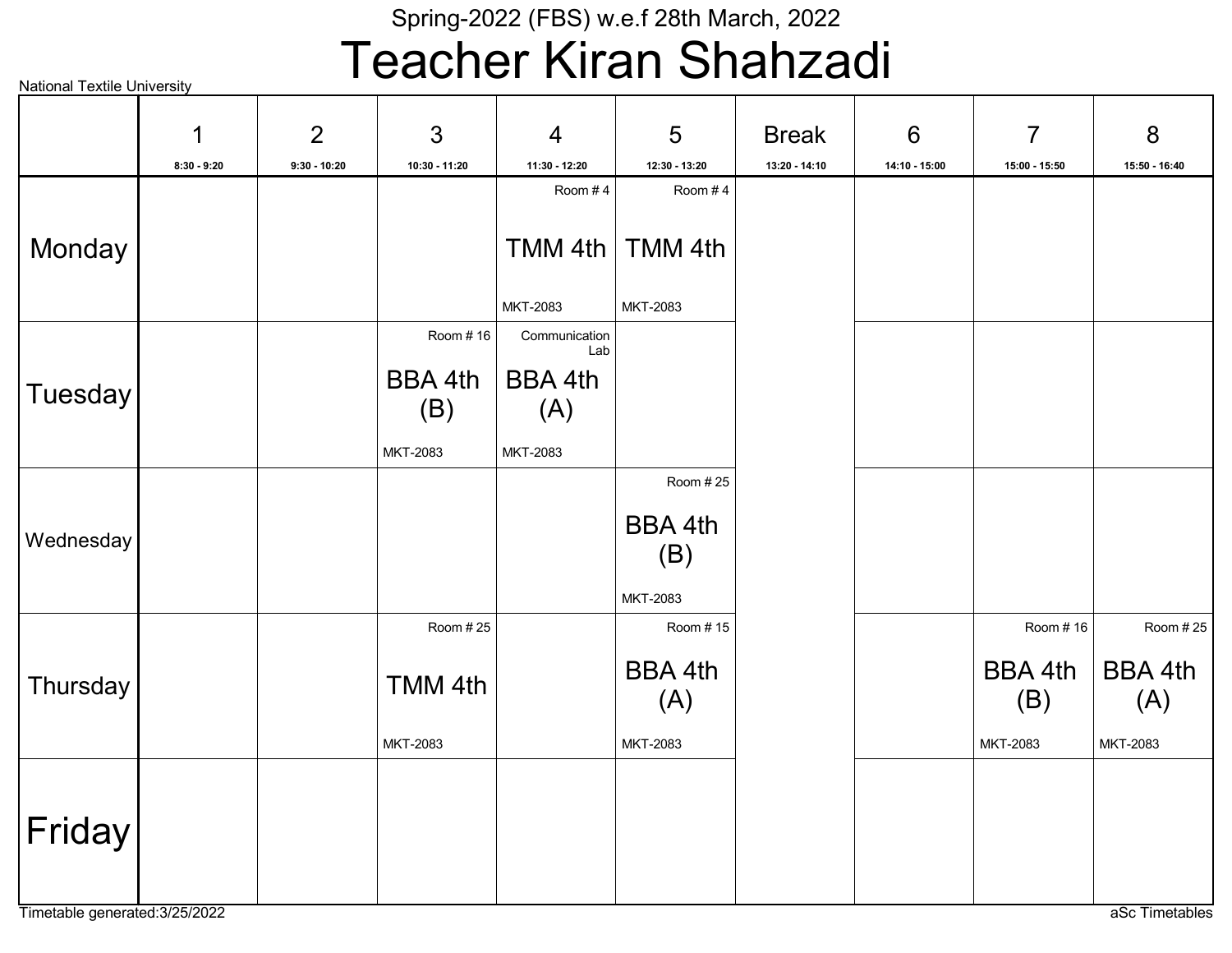Spring-2022 (FBS) w.e.f 28th March, 2022

# Teacher Kiran Shahzadi

National Textile University

| | 1<br>8:30 - 9:20 | 2<br>9:30 - 10:20 | 3<br>10:30 - 11:20 | 4<br>11:30 - 12:20 | 5<br>12:30 - 13:20 | Break<br>13:20 - 14:10 | 6<br>14:10 - 15:00 | 7<br>15:00 - 15:50 | 8<br>15:50 - 16:40 |
|---|---|---|---|---|---|---|---|---|---|
| Monday | | | | Room # 4<br>TMM 4th<br>MKT-2083 | Room # 4<br>TMM 4th<br>MKT-2083 | | | | |
| Tuesday | | | Room # 16<br>BBA 4th (B)<br>MKT-2083 | Communication Lab<br>BBA 4th (A)<br>MKT-2083 | | | | | |
| Wednesday | | | | | Room # 25<br>BBA 4th (B)<br>MKT-2083 | | | | |
| Thursday | | | Room # 25<br>TMM 4th<br>MKT-2083 | | Room # 15<br>BBA 4th (A)<br>MKT-2083 | | | Room # 16<br>BBA 4th (B)<br>MKT-2083 | Room # 25<br>BBA 4th (A)<br>MKT-2083 |
| Friday | | | | | | | | | |

Timetable generated:3/25/2022

aSc Timetables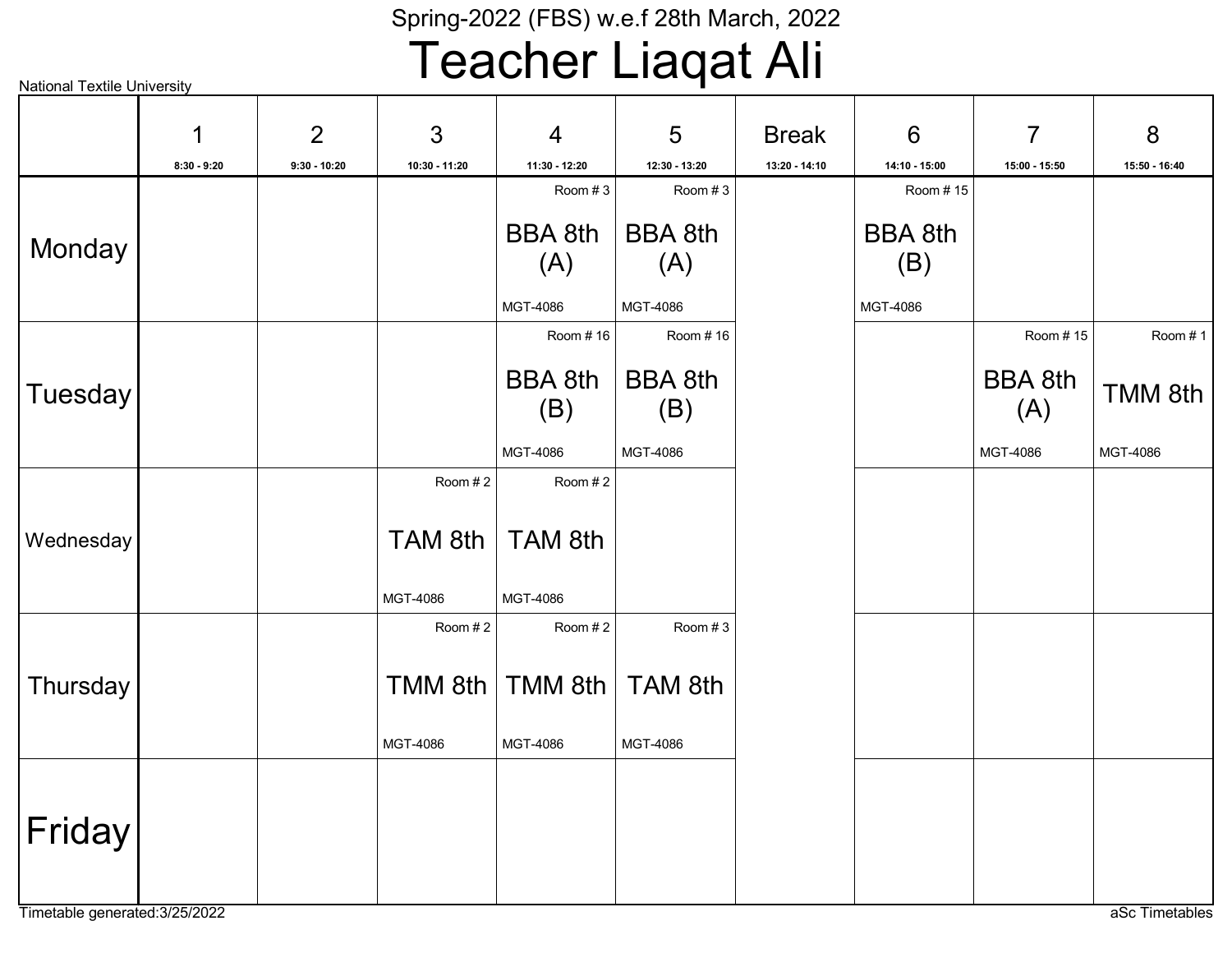Spring-2022 (FBS) w.e.f 28th March, 2022

# Teacher Liaqat Ali

National Textile University

| | 1<br>8:30 - 9:20 | 2<br>9:30 - 10:20 | 3<br>10:30 - 11:20 | 4<br>11:30 - 12:20 | 5<br>12:30 - 13:20 | Break<br>13:20 - 14:10 | 6<br>14:10 - 15:00 | 7<br>15:00 - 15:50 | 8<br>15:50 - 16:40 |
|---|---|---|---|---|---|---|---|---|---|
| Monday | | | | Room # 3<br>BBA 8th (A)<br>MGT-4086 | Room # 3<br>BBA 8th (A)<br>MGT-4086 | | Room # 15<br>BBA 8th (B)<br>MGT-4086 | | |
| Tuesday | | | | Room # 16<br>BBA 8th (B)<br>MGT-4086 | Room # 16<br>BBA 8th (B)<br>MGT-4086 | | | Room # 15<br>BBA 8th (A)<br>MGT-4086 | Room # 1<br>TMM 8th<br>MGT-4086 |
| Wednesday | | | Room # 2<br>TAM 8th<br>MGT-4086 | Room # 2<br>TAM 8th<br>MGT-4086 | | | | | |
| Thursday | | | Room # 2<br>TMM 8th<br>MGT-4086 | Room # 2<br>TMM 8th<br>MGT-4086 | Room # 3<br>TAM 8th<br>MGT-4086 | | | | |
| Friday | | | | | | | | | |

Timetable generated:3/25/2022

aSc Timetables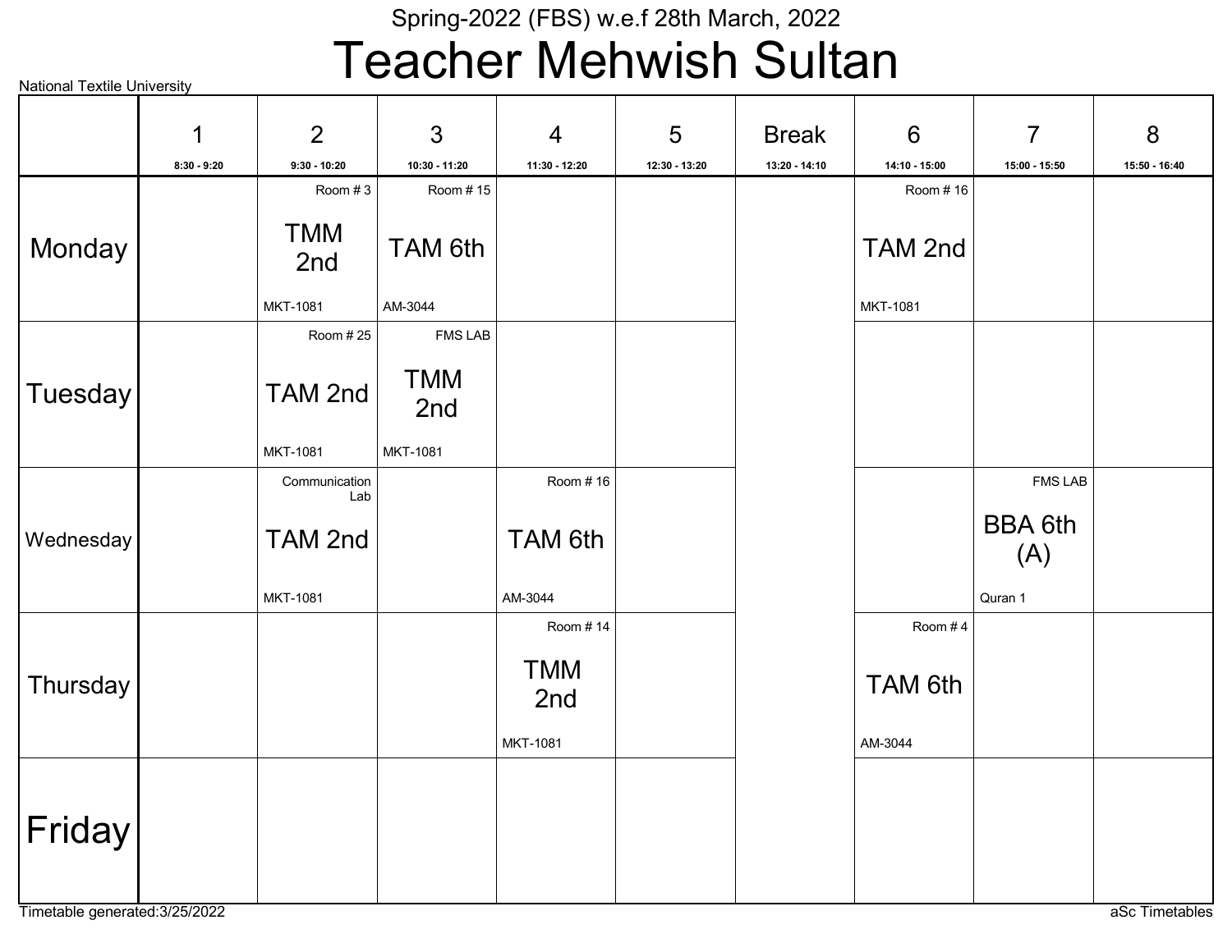Spring-2022 (FBS) w.e.f 28th March, 2022

# Teacher Mehwish Sultan

National Textile University

| | 1<br>8:30 - 9:20 | 2<br>9:30 - 10:20 | 3<br>10:30 - 11:20 | 4<br>11:30 - 12:20 | 5<br>12:30 - 13:20 | Break<br>13:20 - 14:10 | 6<br>14:10 - 15:00 | 7<br>15:00 - 15:50 | 8<br>15:50 - 16:40 |
|---|---|---|---|---|---|---|---|---|---|
| Monday | | Room # 3<br>TMM 2nd<br>MKT-1081 | Room # 15<br>TAM 6th<br>AM-3044 | | | | Room # 16<br>TAM 2nd<br>MKT-1081 | | |
| Tuesday | | Room # 25<br>TAM 2nd<br>MKT-1081 | FMS LAB<br>TMM 2nd<br>MKT-1081 | | | | | | |
| Wednesday | | Communication Lab<br>TAM 2nd<br>MKT-1081 | | Room # 16<br>TAM 6th<br>AM-3044 | | | | FMS LAB<br>BBA 6th (A)<br>Quran 1 | |
| Thursday | | | | Room # 14<br>TMM 2nd<br>MKT-1081 | | | Room # 4<br>TAM 6th<br>AM-3044 | | |
| Friday | | | | | | | | | |

Timetable generated:3/25/2022

aSc Timetables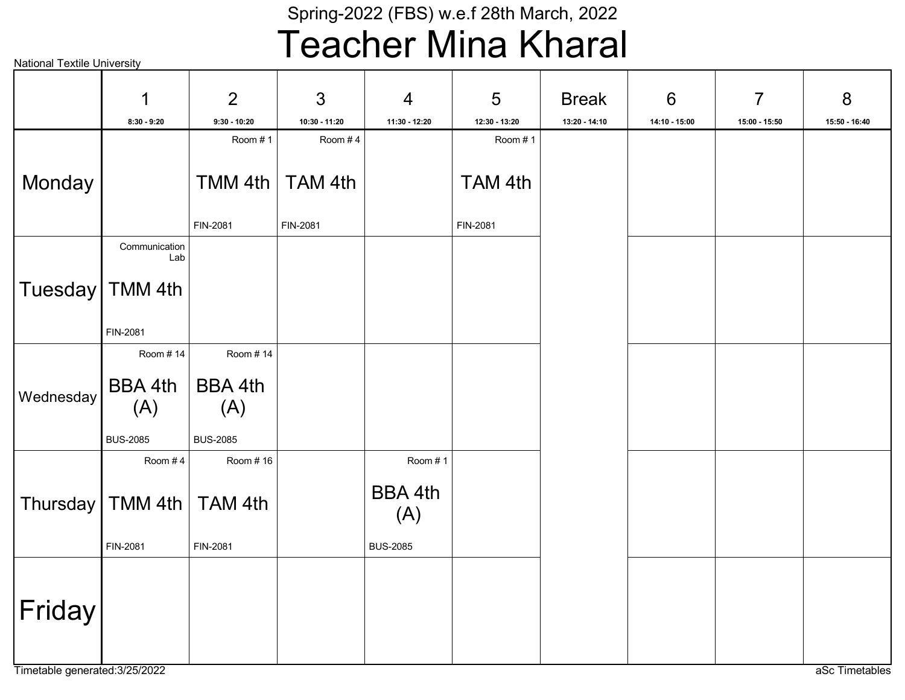Spring-2022 (FBS) w.e.f 28th March, 2022

# Teacher Mina Kharal

National Textile University

| | 1<br>8:30 - 9:20 | 2<br>9:30 - 10:20 | 3<br>10:30 - 11:20 | 4<br>11:30 - 12:20 | 5<br>12:30 - 13:20 | Break<br>13:20 - 14:10 | 6<br>14:10 - 15:00 | 7<br>15:00 - 15:50 | 8<br>15:50 - 16:40 |
|---|---|---|---|---|---|---|---|---|---|
| Monday | | Room # 1<br>TMM 4th<br>FIN-2081 | Room # 4<br>TAM 4th<br>FIN-2081 | | Room # 1<br>TAM 4th<br>FIN-2081 | | | | |
| Tuesday | Communication Lab<br>TMM 4th<br>FIN-2081 | | | | | | | | |
| Wednesday | Room # 14<br>BBA 4th (A)<br>BUS-2085 | Room # 14<br>BBA 4th (A)<br>BUS-2085 | | | | | | | |
| Thursday | Room # 4<br>TMM 4th<br>FIN-2081 | Room # 16<br>TAM 4th<br>FIN-2081 | | Room # 1<br>BBA 4th (A)<br>BUS-2085 | | | | | |
| Friday | | | | | | | | | |

Timetable generated:3/25/2022

aSc Timetables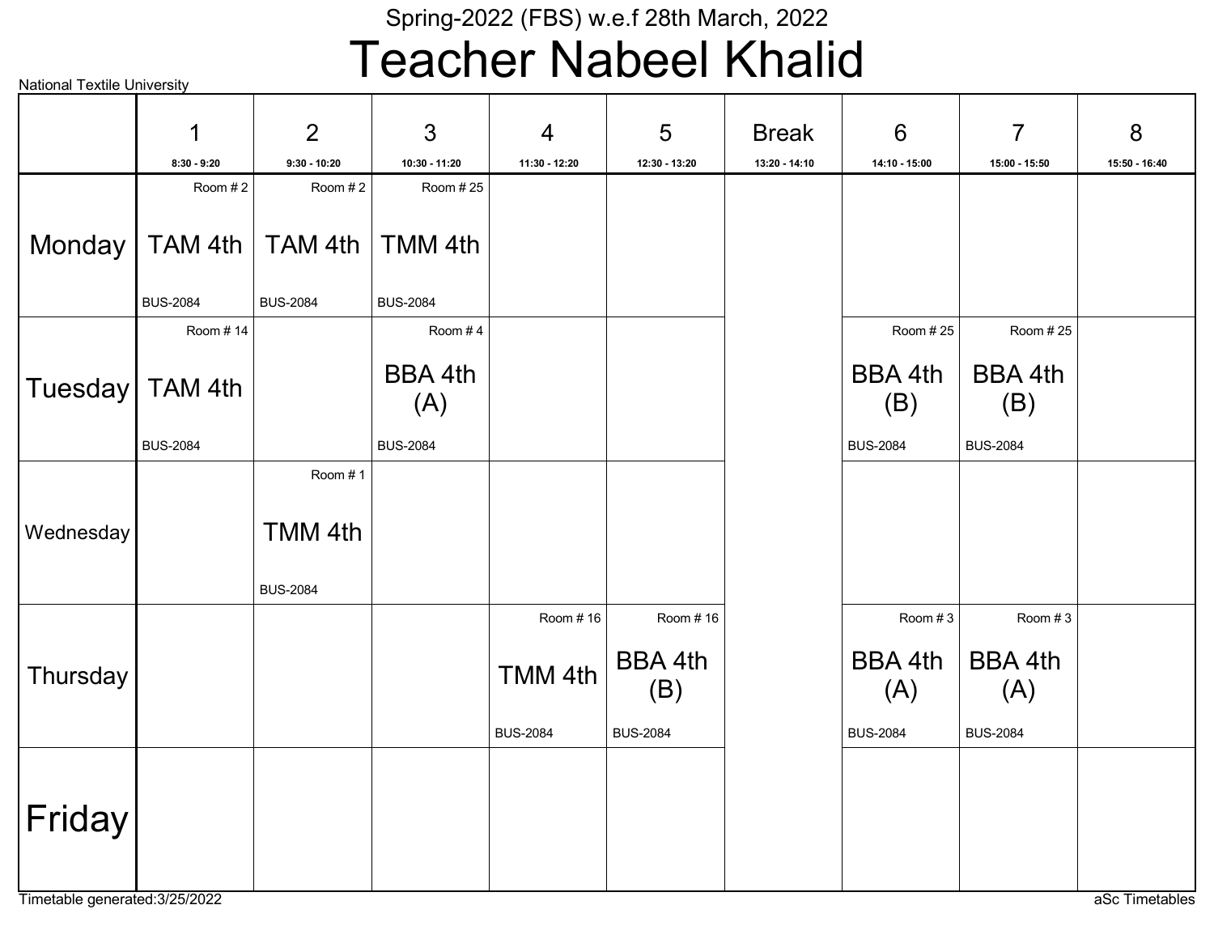Spring-2022 (FBS) w.e.f 28th March, 2022

# Teacher Nabeel Khalid

National Textile University

| | 1<br>8:30 - 9:20 | 2<br>9:30 - 10:20 | 3<br>10:30 - 11:20 | 4<br>11:30 - 12:20 | 5<br>12:30 - 13:20 | Break<br>13:20 - 14:10 | 6<br>14:10 - 15:00 | 7<br>15:00 - 15:50 | 8<br>15:50 - 16:40 |
|---|---|---|---|---|---|---|---|---|---|
| Monday | Room # 2<br>TAM 4th<br>BUS-2084 | Room # 2<br>TAM 4th<br>BUS-2084 | Room # 25<br>TMM 4th<br>BUS-2084 | | | | | | |
| Tuesday | Room # 14<br>TAM 4th<br>BUS-2084 | | Room # 4<br>BBA 4th (A)<br>BUS-2084 | | | | Room # 25<br>BBA 4th (B)<br>BUS-2084 | Room # 25<br>BBA 4th (B)<br>BUS-2084 | |
| Wednesday | | Room # 1<br>TMM 4th<br>BUS-2084 | | | | | | | |
| Thursday | | | | Room # 16<br>TMM 4th<br>BUS-2084 | Room # 16<br>BBA 4th (B)<br>BUS-2084 | | Room # 3<br>BBA 4th (A)<br>BUS-2084 | Room # 3<br>BBA 4th (A)<br>BUS-2084 | |
| Friday | | | | | | | | | |

Timetable generated:3/25/2022

aSc Timetables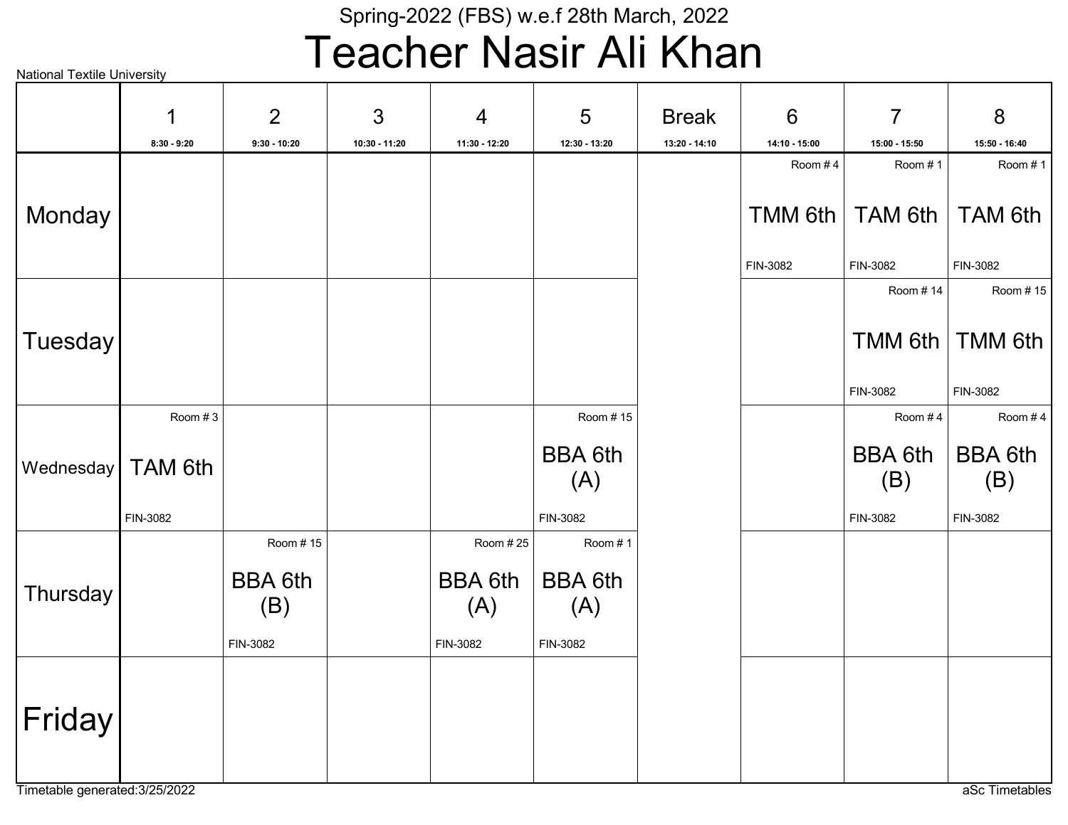Spring-2022 (FBS) w.e.f 28th March, 2022

# Teacher Nasir Ali Khan

National Textile University

| | 1<br>8:30 - 9:20 | 2<br>9:30 - 10:20 | 3<br>10:30 - 11:20 | 4<br>11:30 - 12:20 | 5<br>12:30 - 13:20 | Break<br>13:20 - 14:10 | 6<br>14:10 - 15:00 | 7<br>15:00 - 15:50 | 8<br>15:50 - 16:40 |
|---|---|---|---|---|---|---|---|---|---|
| Monday | | | | | | | Room # 4<br>TMM 6th<br>FIN-3082 | Room # 1<br>TAM 6th<br>FIN-3082 | Room # 1<br>TAM 6th<br>FIN-3082 |
| Tuesday | | | | | | | | Room # 14<br>TMM 6th<br>FIN-3082 | Room # 15<br>TMM 6th<br>FIN-3082 |
| Wednesday | Room # 3<br>TAM 6th<br>FIN-3082 | | | | Room # 15<br>BBA 6th (A)<br>FIN-3082 | | | Room # 4<br>BBA 6th (B)<br>FIN-3082 | Room # 4<br>BBA 6th (B)<br>FIN-3082 |
| Thursday | | Room # 15<br>BBA 6th (B)<br>FIN-3082 | | Room # 25<br>BBA 6th (A)<br>FIN-3082 | Room # 1<br>BBA 6th (A)<br>FIN-3082 | | | | |
| Friday | | | | | | | | | |

Timetable generated:3/25/2022

aSc Timetables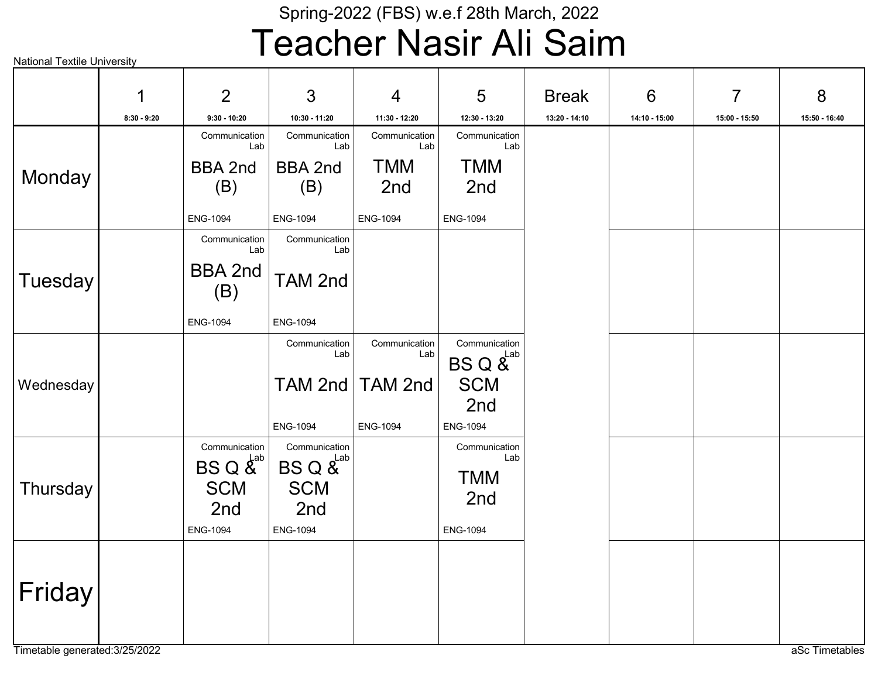Spring-2022 (FBS) w.e.f 28th March, 2022

# Teacher Nasir Ali Saim

National Textile University

| | 1<br>8:30 - 9:20 | 2<br>9:30 - 10:20 | 3<br>10:30 - 11:20 | 4<br>11:30 - 12:20 | 5<br>12:30 - 13:20 | Break<br>13:20 - 14:10 | 6<br>14:10 - 15:00 | 7<br>15:00 - 15:50 | 8<br>15:50 - 16:40 |
|---|---|---|---|---|---|---|---|---|---|
| Monday | | Communication Lab<br>BBA 2nd (B)<br>ENG-1094 | Communication Lab<br>BBA 2nd (B)<br>ENG-1094 | Communication Lab<br>TMM 2nd<br>ENG-1094 | Communication Lab<br>TMM 2nd<br>ENG-1094 | | | | |
| Tuesday | | Communication Lab<br>BBA 2nd (B)<br>ENG-1094 | Communication Lab<br>TAM 2nd<br>ENG-1094 | | | | | | |
| Wednesday | | | Communication Lab<br>TAM 2nd<br>ENG-1094 | Communication Lab<br>TAM 2nd<br>ENG-1094 | Communication Lab<br>BS Q & SCM 2nd<br>ENG-1094 | | | | |
| Thursday | | Communication Lab<br>BS Q & SCM 2nd<br>ENG-1094 | Communication Lab<br>BS Q & SCM 2nd<br>ENG-1094 | | Communication Lab<br>TMM 2nd<br>ENG-1094 | | | | |
| Friday | | | | | | | | | |

Timetable generated:3/25/2022

aSc Timetables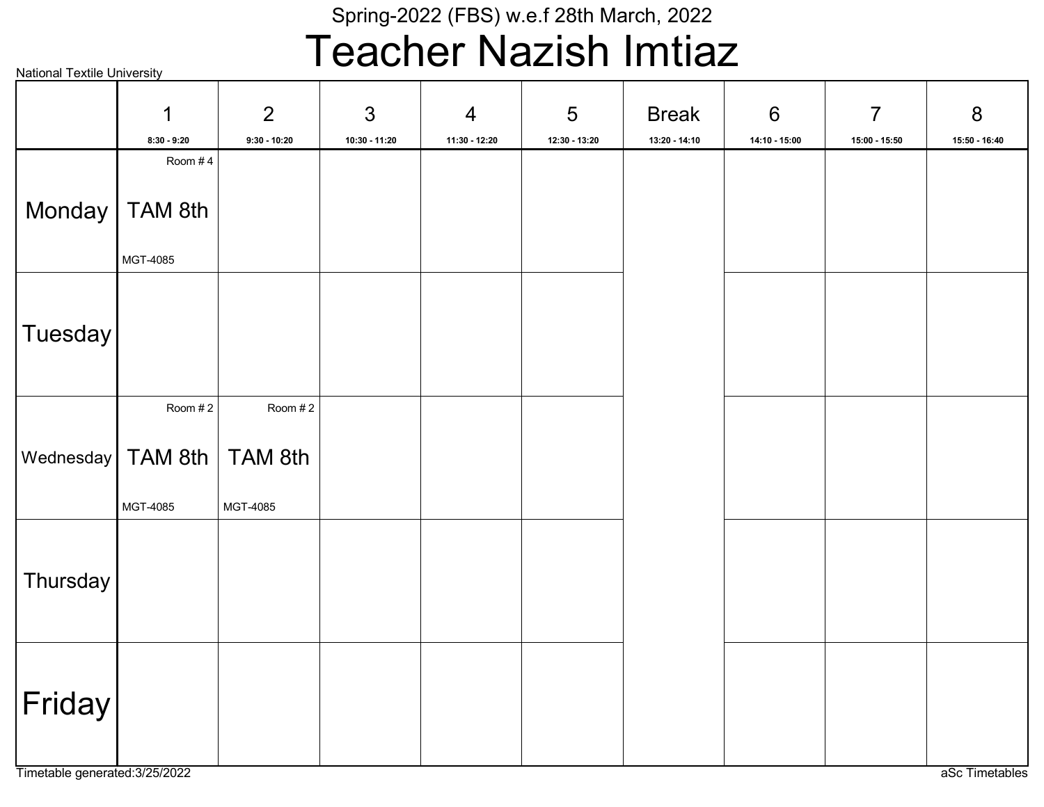Spring-2022 (FBS) w.e.f 28th March, 2022

# Teacher Nazish Imtiaz

National Textile University

| | 1<br>8:30 - 9:20 | 2<br>9:30 - 10:20 | 3<br>10:30 - 11:20 | 4<br>11:30 - 12:20 | 5<br>12:30 - 13:20 | Break<br>13:20 - 14:10 | 6<br>14:10 - 15:00 | 7<br>15:00 - 15:50 | 8<br>15:50 - 16:40 |
|---|---|---|---|---|---|---|---|---|---|
| Monday | Room # 4<br>TAM 8th<br>MGT-4085 | | | | | | | | |
| Tuesday | | | | | | | | | |
| Wednesday | Room # 2<br>TAM 8th<br>MGT-4085 | Room # 2<br>TAM 8th<br>MGT-4085 | | | | | | | |
| Thursday | | | | | | | | | |
| Friday | | | | | | | | | |

Timetable generated:3/25/2022

aSc Timetables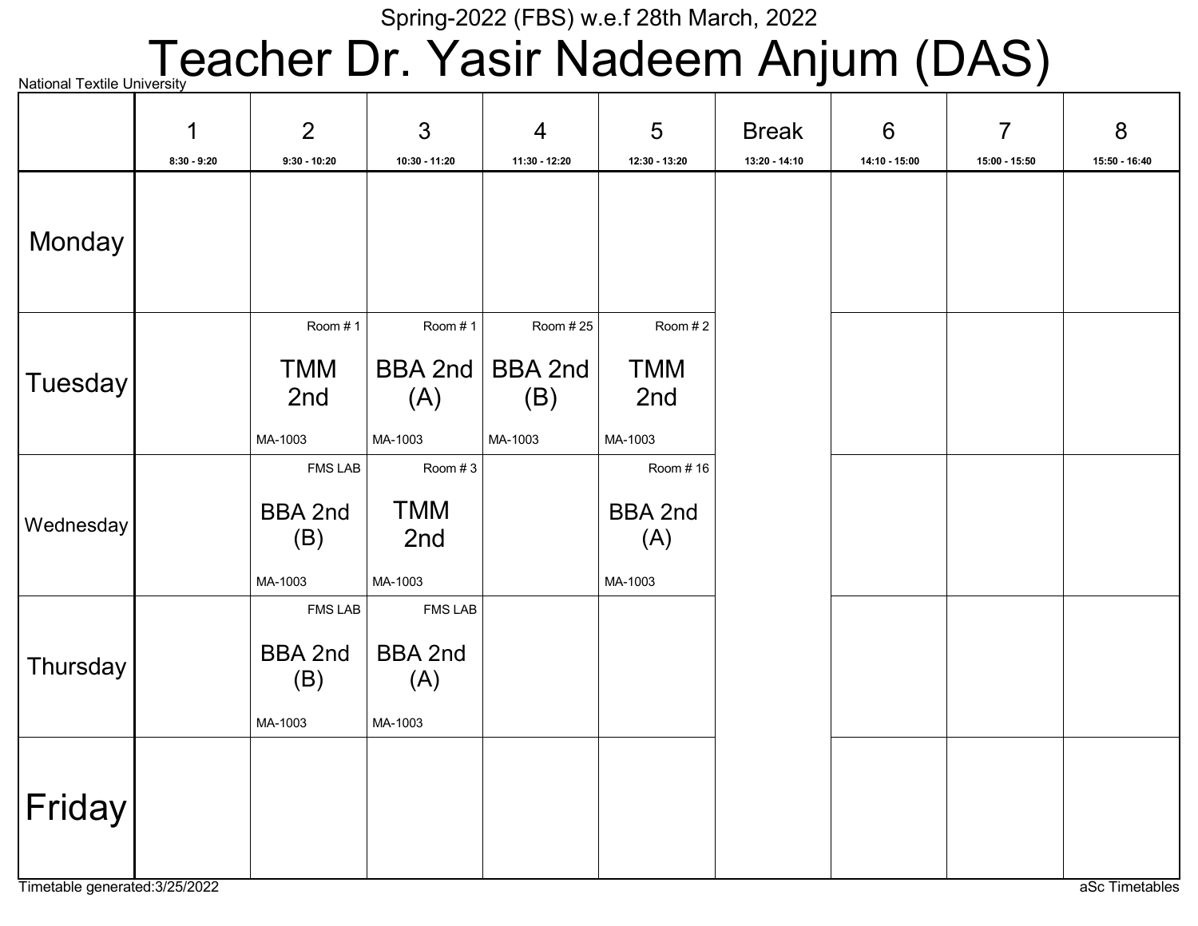Spring-2022 (FBS) w.e.f 28th March, 2022

# Teacher Dr. Yasir Nadeem Anjum (DAS)

National Textile University

| | 1<br>8:30 - 9:20 | 2<br>9:30 - 10:20 | 3<br>10:30 - 11:20 | 4<br>11:30 - 12:20 | 5<br>12:30 - 13:20 | Break<br>13:20 - 14:10 | 6<br>14:10 - 15:00 | 7<br>15:00 - 15:50 | 8<br>15:50 - 16:40 |
|---|---|---|---|---|---|---|---|---|---|
| Monday | | | | | | | | | |
| Tuesday | | Room # 1<br>TMM 2nd<br>MA-1003 | Room # 1<br>BBA 2nd (A)<br>MA-1003 | Room # 25<br>BBA 2nd (B)<br>MA-1003 | Room # 2<br>TMM 2nd<br>MA-1003 | | | | |
| Wednesday | | FMS LAB<br>BBA 2nd (B)<br>MA-1003 | Room # 3<br>TMM 2nd<br>MA-1003 | | Room # 16<br>BBA 2nd (A)<br>MA-1003 | | | | |
| Thursday | | FMS LAB<br>BBA 2nd (B)<br>MA-1003 | FMS LAB<br>BBA 2nd (A)<br>MA-1003 | | | | | | |
| Friday | | | | | | | | | |

Timetable generated:3/25/2022

aSc Timetables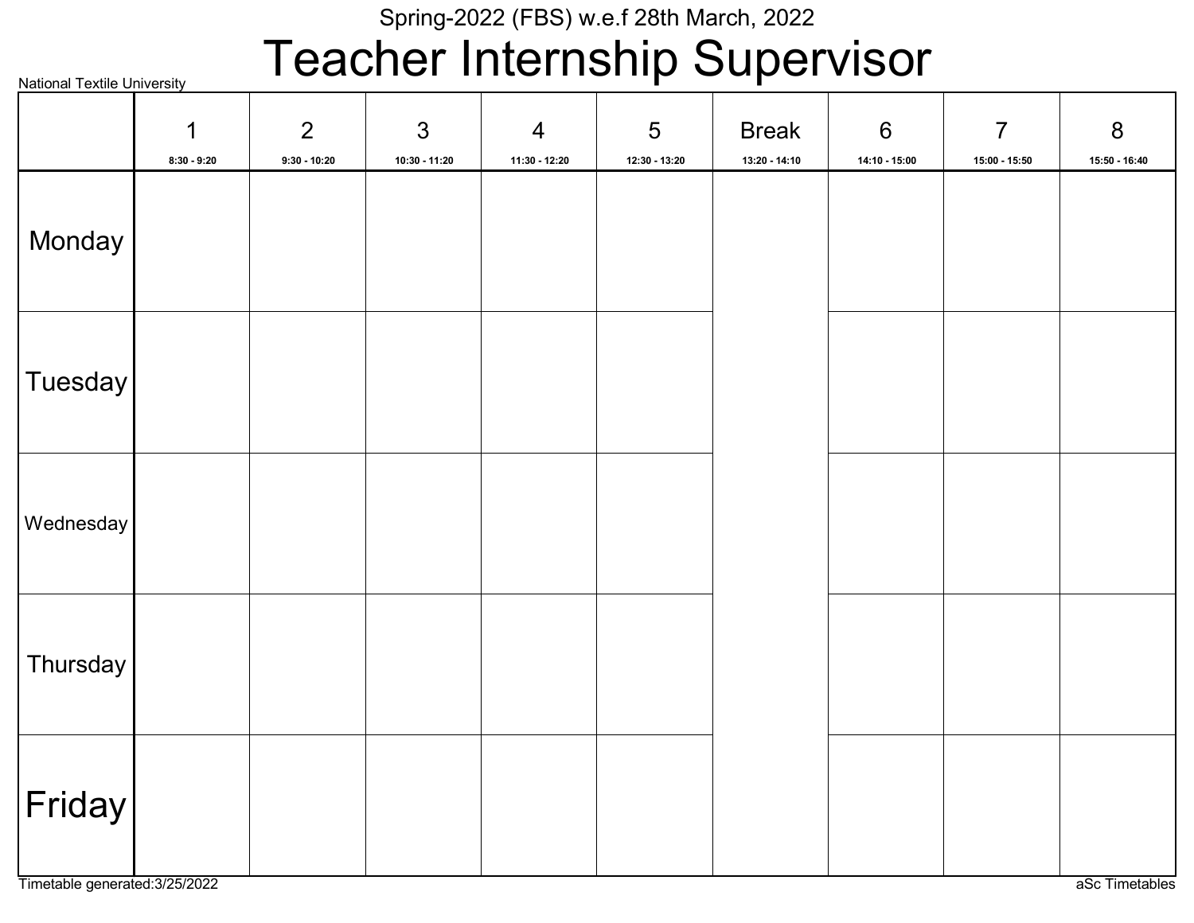Spring-2022 (FBS) w.e.f 28th March, 2022

# Teacher Internship Supervisor

National Textile University

| | 1<br>8:30 - 9:20 | 2<br>9:30 - 10:20 | 3<br>10:30 - 11:20 | 4<br>11:30 - 12:20 | 5<br>12:30 - 13:20 | Break<br>13:20 - 14:10 | 6<br>14:10 - 15:00 | 7<br>15:00 - 15:50 | 8<br>15:50 - 16:40 |
|---|---|---|---|---|---|---|---|---|---|
| Monday | | | | | | | | | |
| Tuesday | | | | | | | | | |
| Wednesday | | | | | | | | | |
| Thursday | | | | | | | | | |
| Friday | | | | | | | | | |

Timetable generated:3/25/2022

aSc Timetables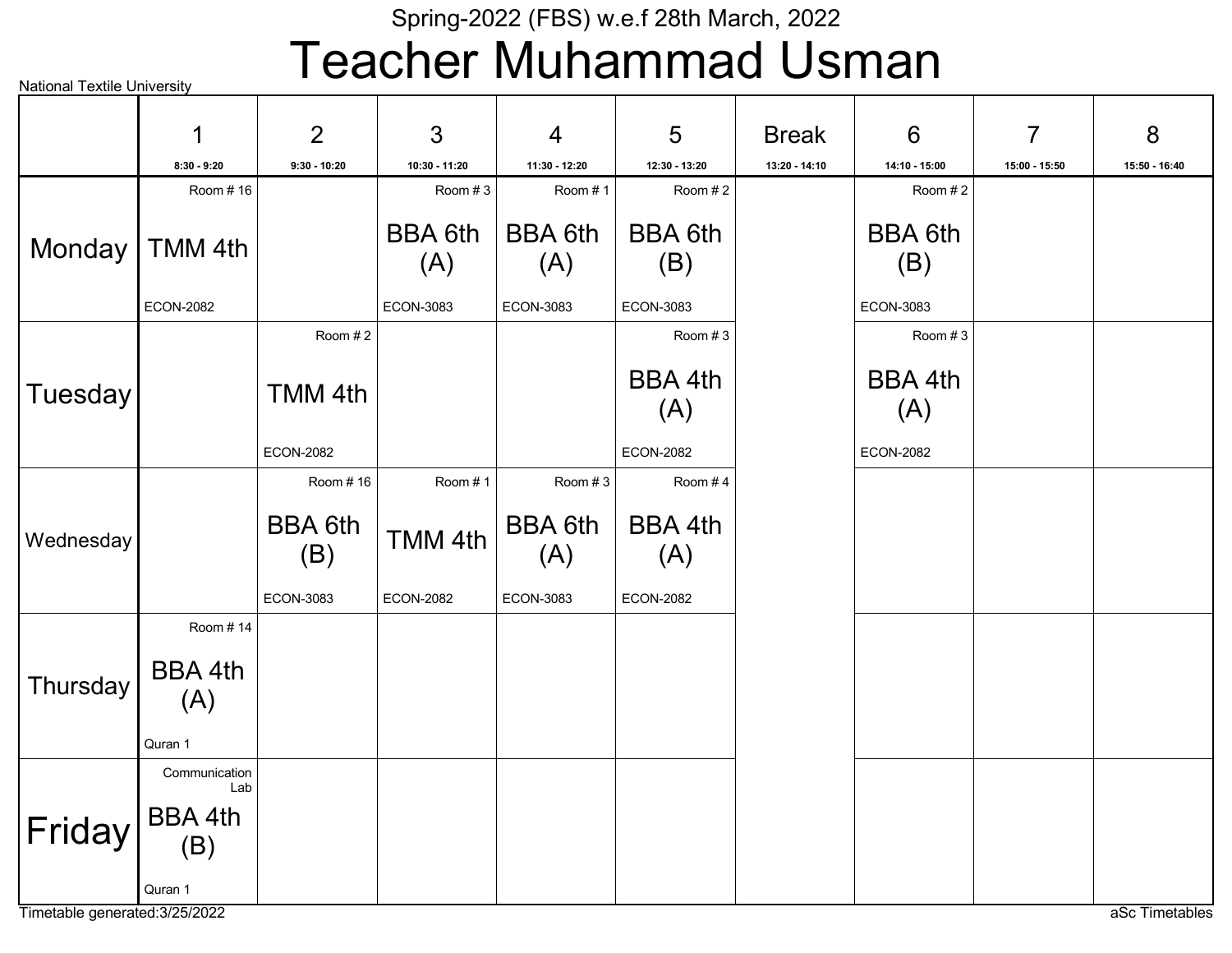Spring-2022 (FBS) w.e.f 28th March, 2022

# Teacher Muhammad Usman

National Textile University

| | 1<br>8:30 - 9:20 | 2<br>9:30 - 10:20 | 3<br>10:30 - 11:20 | 4<br>11:30 - 12:20 | 5<br>12:30 - 13:20 | Break<br>13:20 - 14:10 | 6<br>14:10 - 15:00 | 7<br>15:00 - 15:50 | 8<br>15:50 - 16:40 |
|---|---|---|---|---|---|---|---|---|---|
| Monday | Room # 16<br>TMM 4th<br>ECON-2082 | | Room # 3<br>BBA 6th (A)<br>ECON-3083 | Room # 1<br>BBA 6th (A)<br>ECON-3083 | Room # 2<br>BBA 6th (B)<br>ECON-3083 | | Room # 2<br>BBA 6th (B)<br>ECON-3083 | | |
| Tuesday | | Room # 2<br>TMM 4th<br>ECON-2082 | | | Room # 3<br>BBA 4th (A)<br>ECON-2082 | | Room # 3<br>BBA 4th (A)<br>ECON-2082 | | |
| Wednesday | | Room # 16<br>BBA 6th (B)<br>ECON-3083 | Room # 1<br>TMM 4th<br>ECON-2082 | Room # 3<br>BBA 6th (A)<br>ECON-3083 | Room # 4<br>BBA 4th (A)<br>ECON-2082 | | | | |
| Thursday | Room # 14<br>BBA 4th (A)<br>Quran 1 | | | | | | | | |
| Friday | Communication Lab<br>BBA 4th (B)<br>Quran 1 | | | | | | | | |

Timetable generated:3/25/2022

aSc Timetables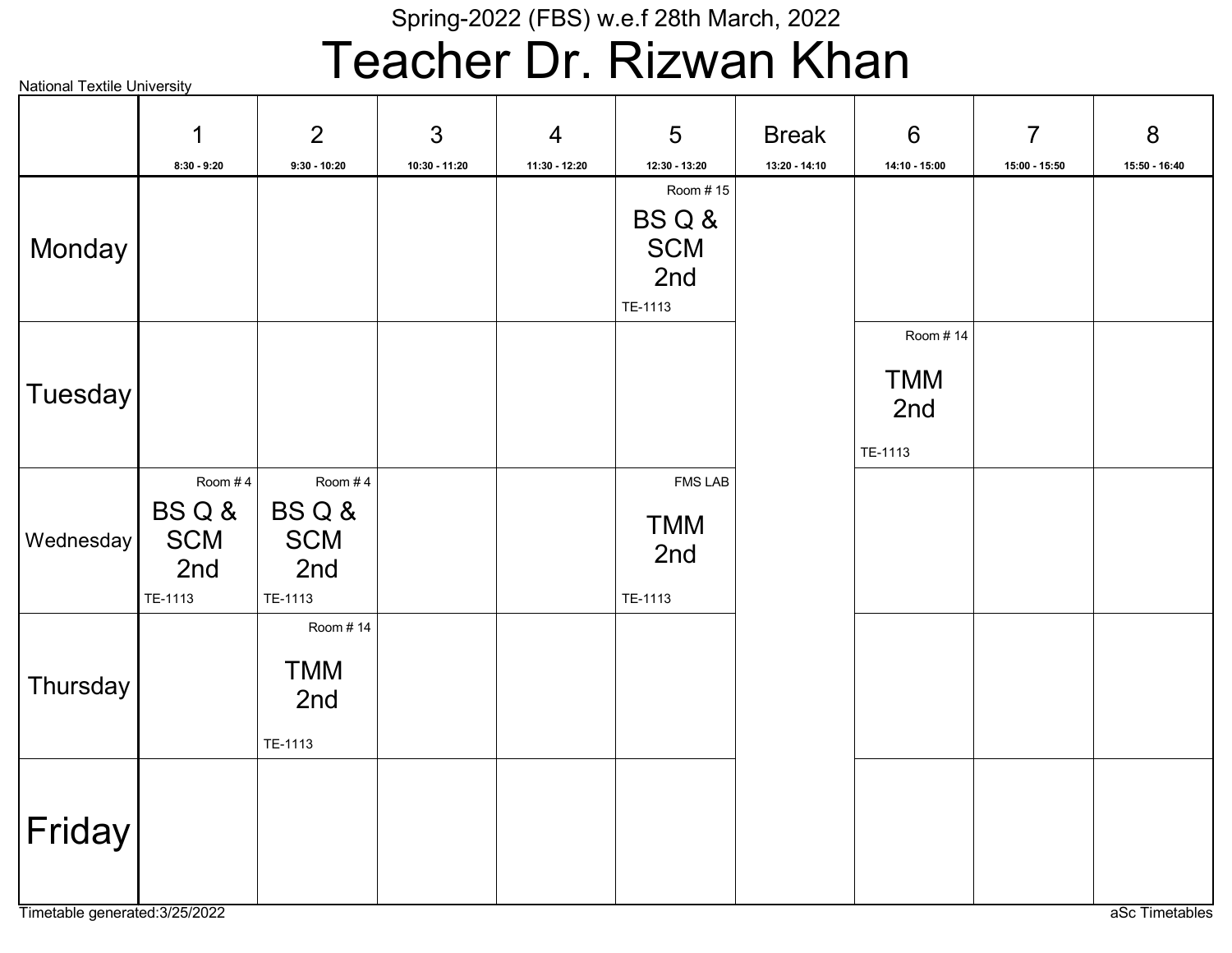Spring-2022 (FBS) w.e.f 28th March, 2022

# Teacher Dr. Rizwan Khan

National Textile University

| | 1<br>8:30 - 9:20 | 2<br>9:30 - 10:20 | 3<br>10:30 - 11:20 | 4<br>11:30 - 12:20 | 5<br>12:30 - 13:20 | Break<br>13:20 - 14:10 | 6<br>14:10 - 15:00 | 7<br>15:00 - 15:50 | 8<br>15:50 - 16:40 |
|---|---|---|---|---|---|---|---|---|---|
| Monday | | | | | Room # 15<br>BS Q & SCM 2nd<br>TE-1113 | | | | |
| Tuesday | | | | | | | Room # 14<br>TMM 2nd<br>TE-1113 | | |
| Wednesday | Room # 4<br>BS Q & SCM 2nd<br>TE-1113 | Room # 4<br>BS Q & SCM 2nd<br>TE-1113 | | | FMS LAB<br>TMM 2nd<br>TE-1113 | | | | |
| Thursday | | Room # 14<br>TMM 2nd<br>TE-1113 | | | | | | | |
| Friday | | | | | | | | | |

Timetable generated:3/25/2022

aSc Timetables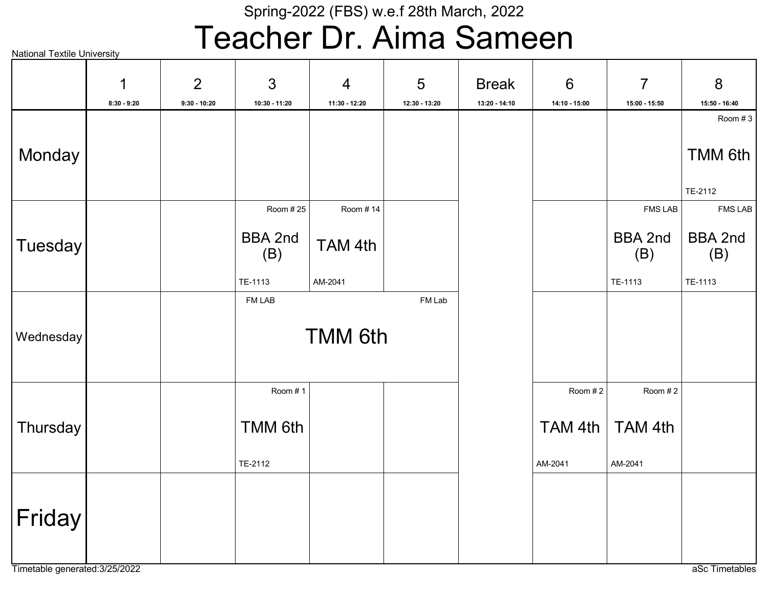Spring-2022 (FBS) w.e.f 28th March, 2022

# Teacher Dr. Aima Sameen

National Textile University

| | 1<br>8:30 - 9:20 | 2<br>9:30 - 10:20 | 3<br>10:30 - 11:20 | 4<br>11:30 - 12:20 | 5<br>12:30 - 13:20 | Break<br>13:20 - 14:10 | 6<br>14:10 - 15:00 | 7<br>15:00 - 15:50 | 8<br>15:50 - 16:40 |
|---|---|---|---|---|---|---|---|---|---|
| Monday | | | | | | | | | Room # 3<br>TMM 6th<br>TE-2112 |
| Tuesday | | | Room # 25<br>BBA 2nd (B)<br>TE-1113 | Room # 14<br>TAM 4th<br>AM-2041 | | | | FMS LAB<br>BBA 2nd (B)<br>TE-1113 | FMS LAB<br>BBA 2nd (B)<br>TE-1113 |
| Wednesday | | | FM LAB<br>TMM 6th | FM LAB<br>TMM 6th | FM Lab<br>TMM 6th | | | | |
| Thursday | | | Room # 1<br>TMM 6th<br>TE-2112 | | | | Room # 2<br>TAM 4th<br>AM-2041 | Room # 2<br>TAM 4th<br>AM-2041 | |
| Friday | | | | | | | | | |

Timetable generated:3/25/2022

aSc Timetables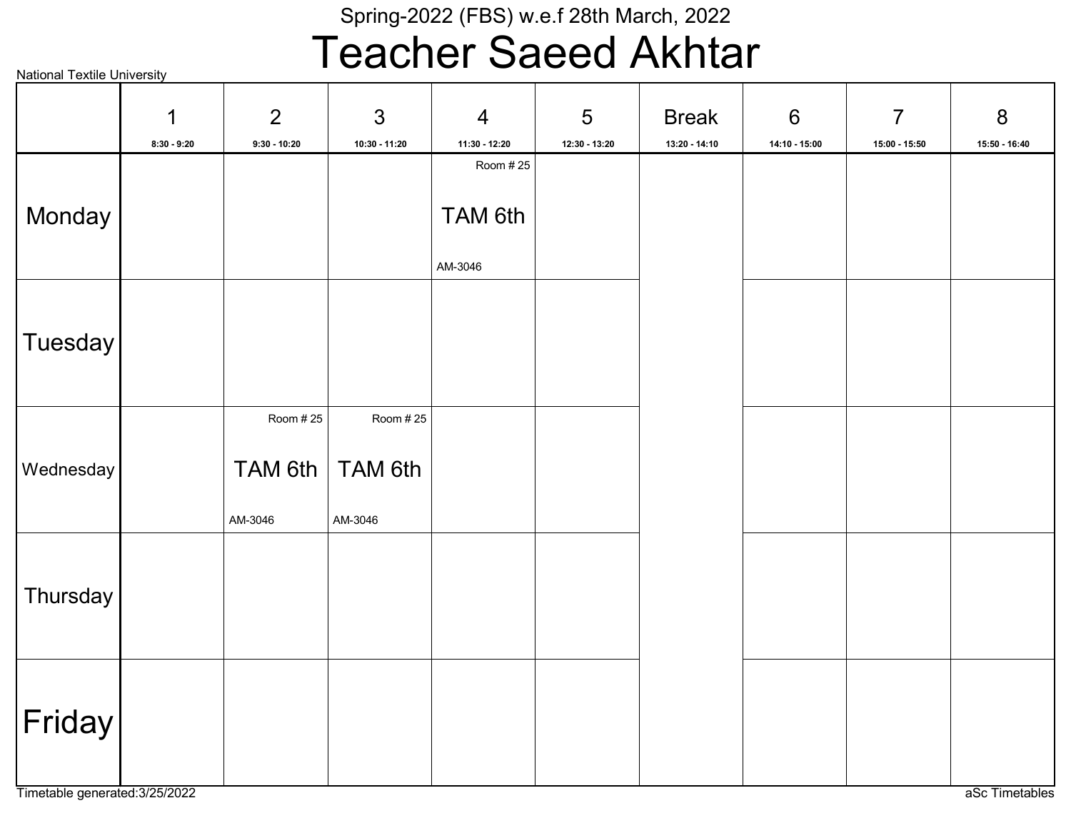Spring-2022 (FBS) w.e.f 28th March, 2022

# Teacher Saeed Akhtar

National Textile University

| | 1<br>8:30 - 9:20 | 2<br>9:30 - 10:20 | 3<br>10:30 - 11:20 | 4<br>11:30 - 12:20 | 5<br>12:30 - 13:20 | Break<br>13:20 - 14:10 | 6<br>14:10 - 15:00 | 7<br>15:00 - 15:50 | 8<br>15:50 - 16:40 |
|---|---|---|---|---|---|---|---|---|---|
| Monday | | | | Room # 25<br>TAM 6th<br>AM-3046 | | | | | |
| Tuesday | | | | | | | | | |
| Wednesday | | Room # 25<br>TAM 6th<br>AM-3046 | Room # 25<br>TAM 6th<br>AM-3046 | | | | | | |
| Thursday | | | | | | | | | |
| Friday | | | | | | | | | |

Timetable generated:3/25/2022

aSc Timetables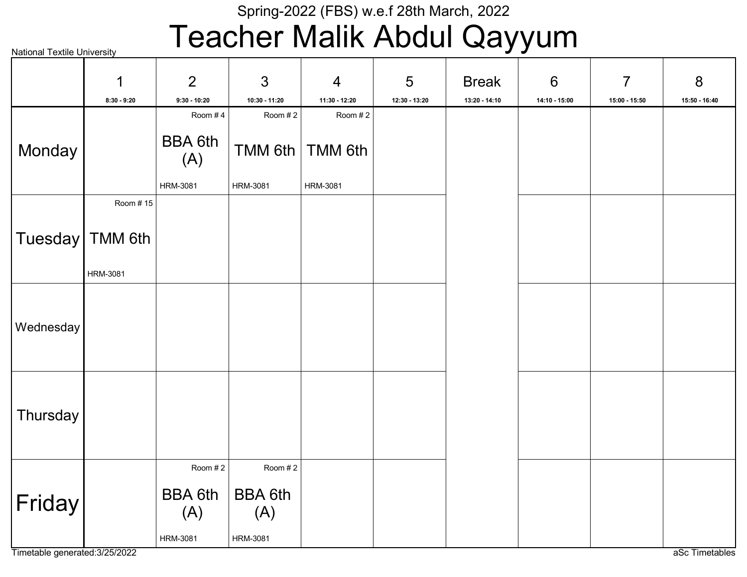Spring-2022 (FBS) w.e.f 28th March, 2022

# Teacher Malik Abdul Qayyum

National Textile University

| | 1<br>8:30 - 9:20 | 2<br>9:30 - 10:20 | 3<br>10:30 - 11:20 | 4<br>11:30 - 12:20 | 5<br>12:30 - 13:20 | Break<br>13:20 - 14:10 | 6<br>14:10 - 15:00 | 7<br>15:00 - 15:50 | 8<br>15:50 - 16:40 |
|---|---|---|---|---|---|---|---|---|---|
| Monday | | Room # 4<br>BBA 6th (A)<br>HRM-3081 | Room # 2<br>TMM 6th<br>HRM-3081 | Room # 2<br>TMM 6th<br>HRM-3081 | | | | | |
| Tuesday | Room # 15<br>TMM 6th<br>HRM-3081 | | | | | | | | |
| Wednesday | | | | | | | | | |
| Thursday | | | | | | | | | |
| Friday | | Room # 2<br>BBA 6th (A)<br>HRM-3081 | Room # 2<br>BBA 6th (A)<br>HRM-3081 | | | | | | |

Timetable generated:3/25/2022

aSc Timetables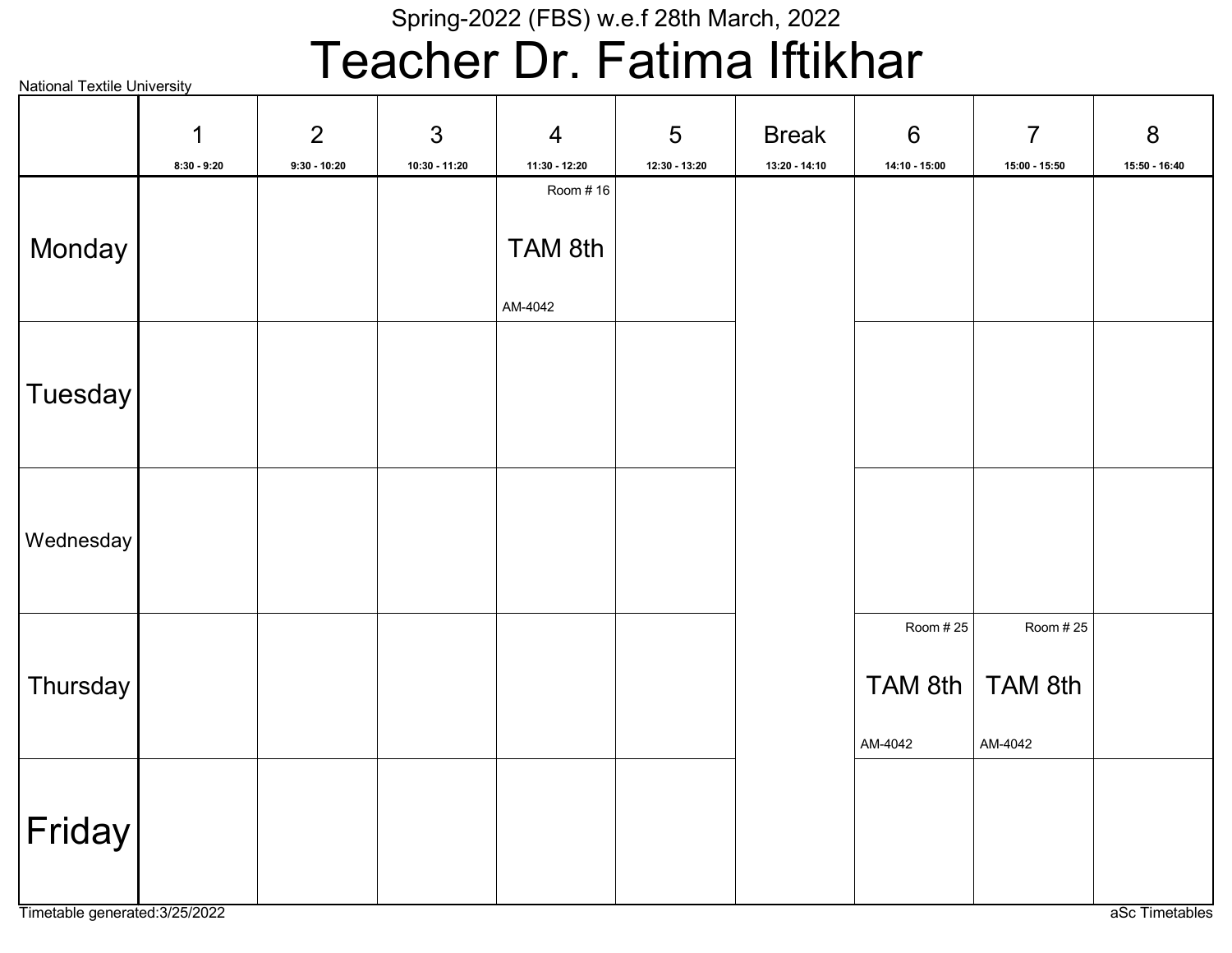Spring-2022 (FBS) w.e.f 28th March, 2022

# Teacher Dr. Fatima Iftikhar

National Textile University

| | 1<br>8:30 - 9:20 | 2<br>9:30 - 10:20 | 3<br>10:30 - 11:20 | 4<br>11:30 - 12:20 | 5<br>12:30 - 13:20 | Break<br>13:20 - 14:10 | 6<br>14:10 - 15:00 | 7<br>15:00 - 15:50 | 8<br>15:50 - 16:40 |
|---|---|---|---|---|---|---|---|---|---|
| Monday | | | | Room # 16<br>TAM 8th<br>AM-4042 | | | | | |
| Tuesday | | | | | | | | | |
| Wednesday | | | | | | | | | |
| Thursday | | | | | | | Room # 25<br>TAM 8th<br>AM-4042 | Room # 25<br>TAM 8th<br>AM-4042 | |
| Friday | | | | | | | | | |

Timetable generated:3/25/2022

aSc Timetables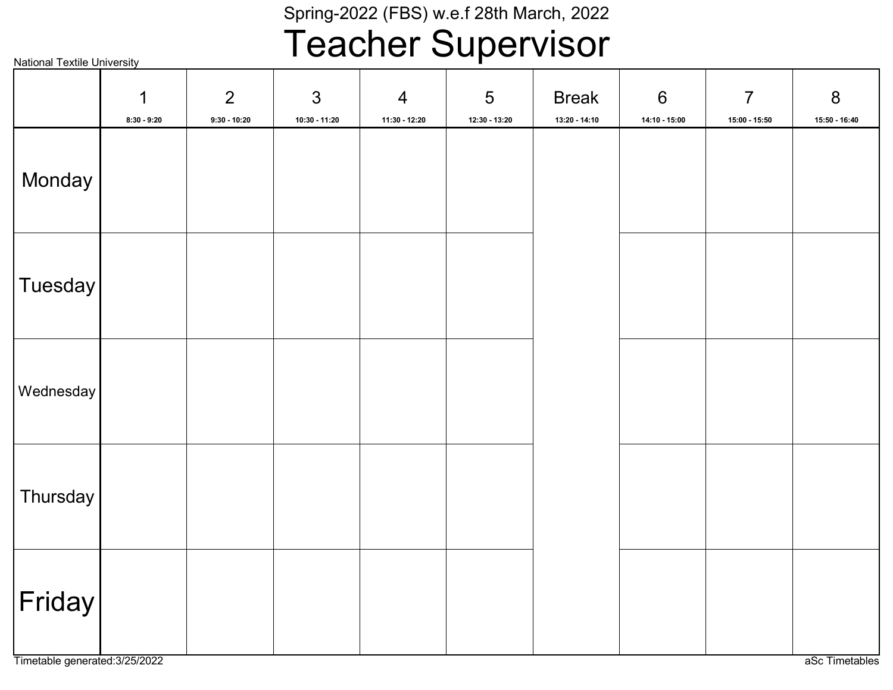National Textile University

Spring-2022 (FBS) w.e.f 28th March, 2022

# Teacher Supervisor

| | 1<br>8:30 - 9:20 | 2<br>9:30 - 10:20 | 3<br>10:30 - 11:20 | 4<br>11:30 - 12:20 | 5<br>12:30 - 13:20 | Break<br>13:20 - 14:10 | 6<br>14:10 - 15:00 | 7<br>15:00 - 15:50 | 8<br>15:50 - 16:40 |
|---|---|---|---|---|---|---|---|---|---|
| Monday | | | | | | | | | |
| Tuesday | | | | | | | | | |
| Wednesday | | | | | | | | | |
| Thursday | | | | | | | | | |
| Friday | | | | | | | | | |

Timetable generated:3/25/2022

aSc Timetables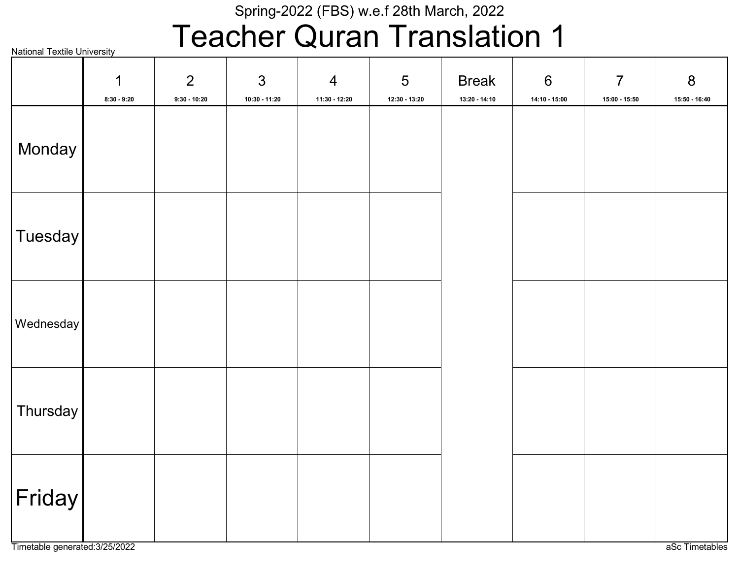Spring-2022 (FBS) w.e.f 28th March, 2022

# Teacher Quran Translation 1

National Textile University

| | 1<br>8:30 - 9:20 | 2<br>9:30 - 10:20 | 3<br>10:30 - 11:20 | 4<br>11:30 - 12:20 | 5<br>12:30 - 13:20 | Break<br>13:20 - 14:10 | 6<br>14:10 - 15:00 | 7<br>15:00 - 15:50 | 8<br>15:50 - 16:40 |
|---|---|---|---|---|---|---|---|---|---|
| Monday | | | | | | | | | |
| Tuesday | | | | | | | | | |
| Wednesday | | | | | | | | | |
| Thursday | | | | | | | | | |
| Friday | | | | | | | | | |

Timetable generated:3/25/2022

aSc Timetables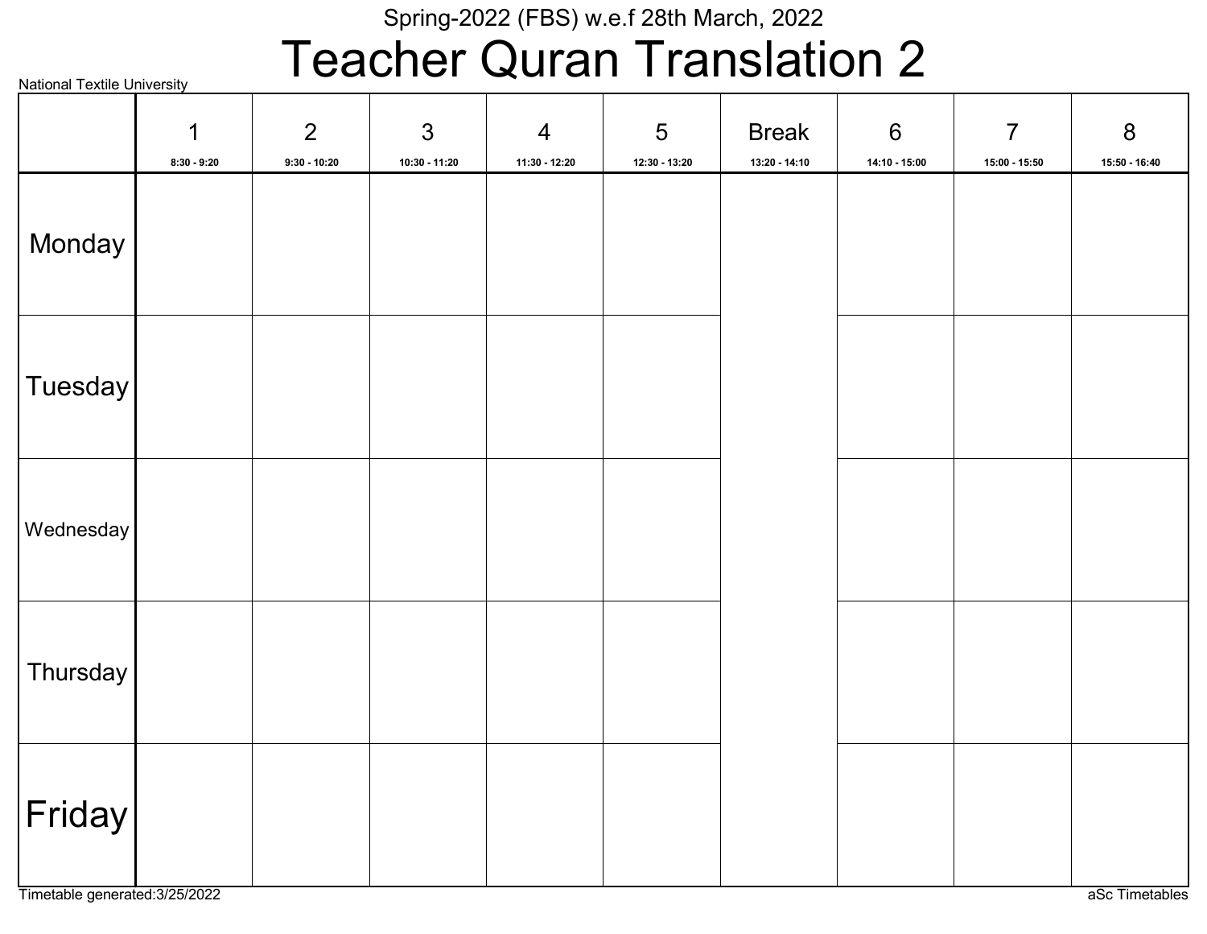Spring-2022 (FBS) w.e.f 28th March, 2022

# Teacher Quran Translation 2

National Textile University

| | 1<br>8:30 - 9:20 | 2<br>9:30 - 10:20 | 3<br>10:30 - 11:20 | 4<br>11:30 - 12:20 | 5<br>12:30 - 13:20 | Break<br>13:20 - 14:10 | 6<br>14:10 - 15:00 | 7<br>15:00 - 15:50 | 8<br>15:50 - 16:40 |
|---|---|---|---|---|---|---|---|---|---|
| Monday | | | | | | | | | |
| Tuesday | | | | | | | | | |
| Wednesday | | | | | | | | | |
| Thursday | | | | | | | | | |
| Friday | | | | | | | | | |

Timetable generated:3/25/2022

aSc Timetables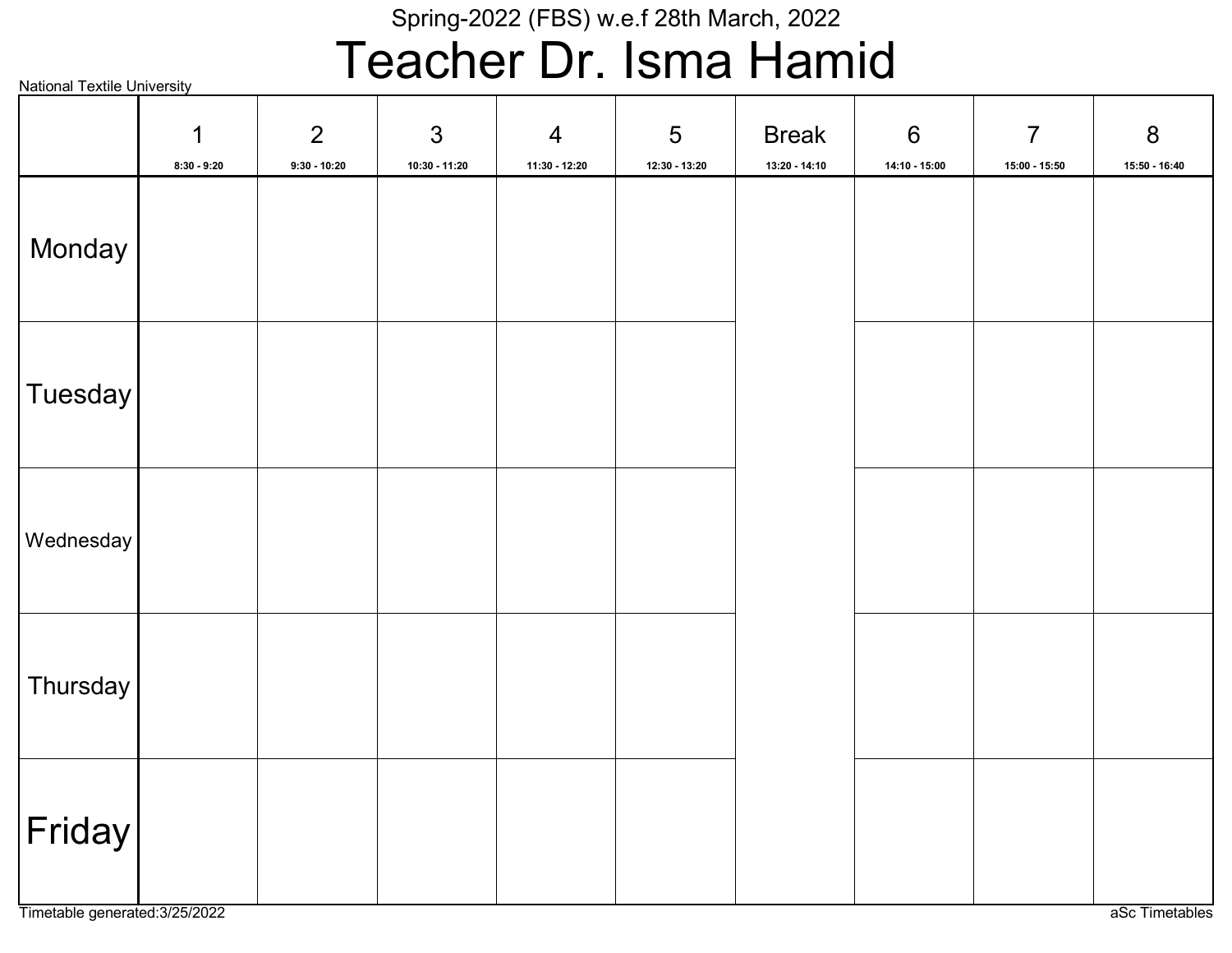Spring-2022 (FBS) w.e.f 28th March, 2022

# Teacher Dr. Isma Hamid

National Textile University

| | 1<br>8:30 - 9:20 | 2<br>9:30 - 10:20 | 3<br>10:30 - 11:20 | 4<br>11:30 - 12:20 | 5<br>12:30 - 13:20 | Break<br>13:20 - 14:10 | 6<br>14:10 - 15:00 | 7<br>15:00 - 15:50 | 8<br>15:50 - 16:40 |
|---|---|---|---|---|---|---|---|---|---|
| Monday | | | | | | | | | |
| Tuesday | | | | | | | | | |
| Wednesday | | | | | | | | | |
| Thursday | | | | | | | | | |
| Friday | | | | | | | | | |

Timetable generated:3/25/2022

aSc Timetables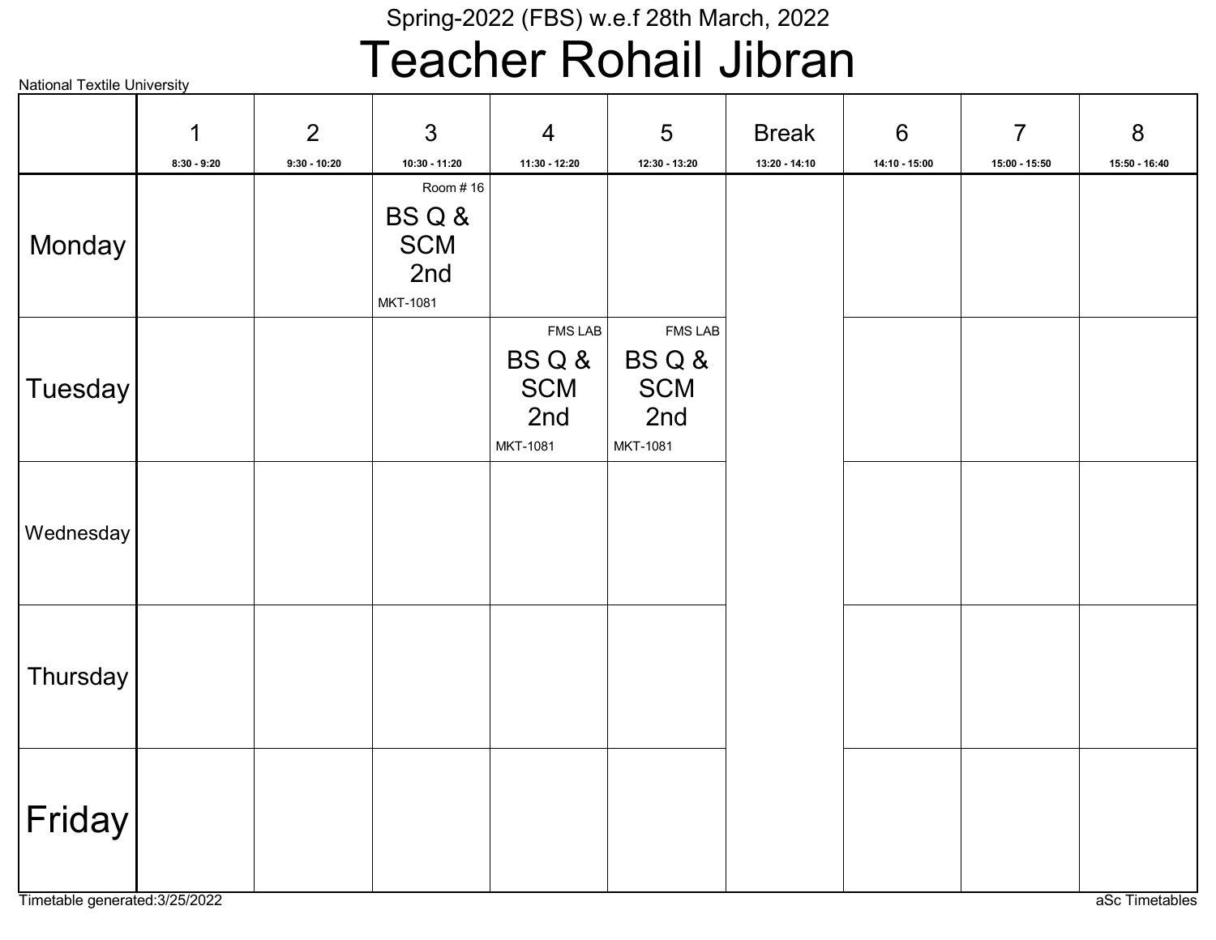Spring-2022 (FBS) w.e.f 28th March, 2022

# Teacher Rohail Jibran

National Textile University

| | 1<br>8:30 - 9:20 | 2<br>9:30 - 10:20 | 3<br>10:30 - 11:20 | 4<br>11:30 - 12:20 | 5<br>12:30 - 13:20 | Break<br>13:20 - 14:10 | 6<br>14:10 - 15:00 | 7<br>15:00 - 15:50 | 8<br>15:50 - 16:40 |
|---|---|---|---|---|---|---|---|---|---|
| Monday | | | Room # 16<br>BS Q & SCM 2nd<br>MKT-1081 | | | | | | |
| Tuesday | | | | FMS LAB<br>BS Q & SCM 2nd<br>MKT-1081 | FMS LAB<br>BS Q & SCM 2nd<br>MKT-1081 | | | | |
| Wednesday | | | | | | | | | |
| Thursday | | | | | | | | | |
| Friday | | | | | | | | | |

Timetable generated:3/25/2022

aSc Timetables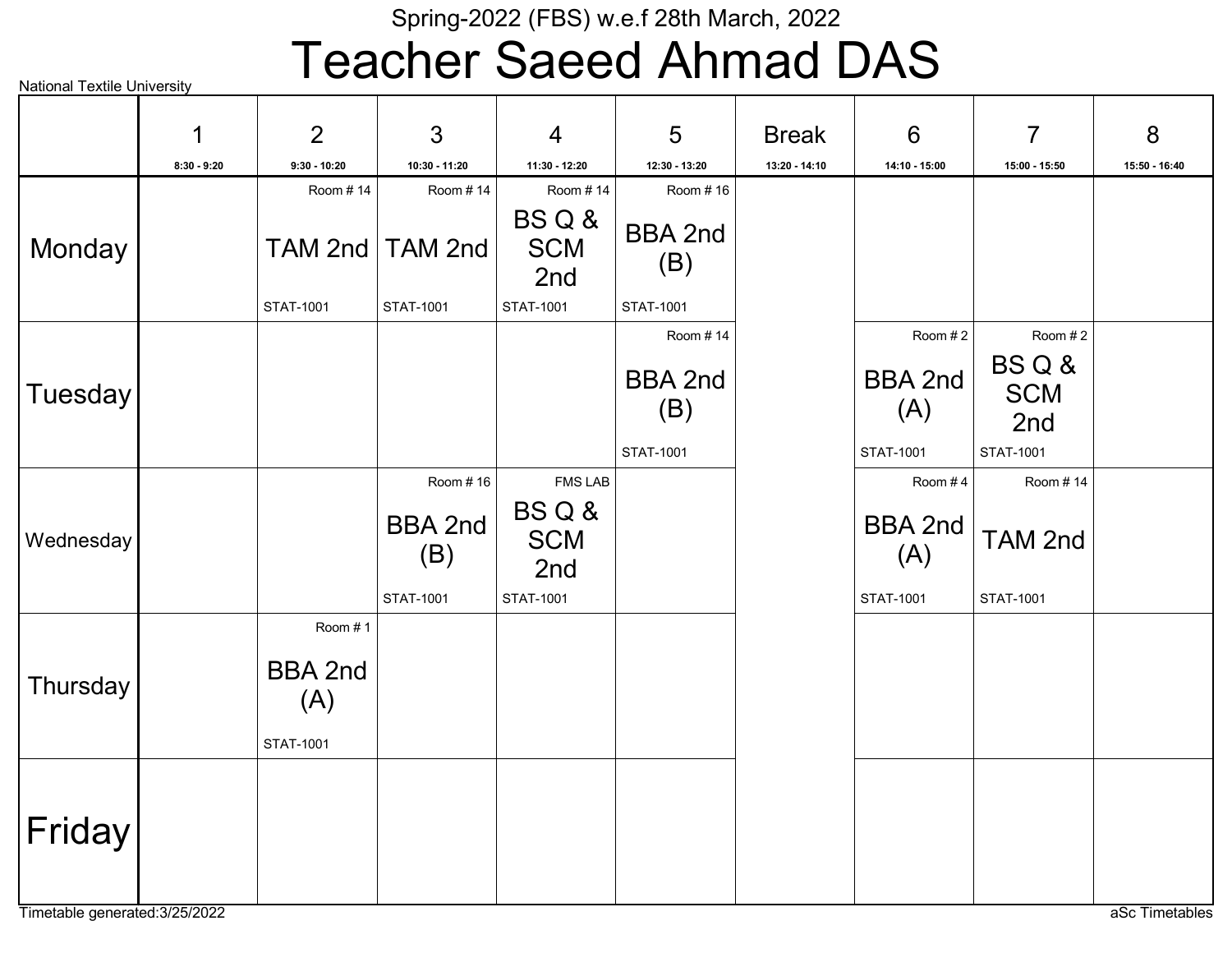National Textile University

Spring-2022 (FBS) w.e.f 28th March, 2022

# Teacher Saeed Ahmad DAS

| | 1<br>8:30 - 9:20 | 2<br>9:30 - 10:20 | 3<br>10:30 - 11:20 | 4<br>11:30 - 12:20 | 5<br>12:30 - 13:20 | Break<br>13:20 - 14:10 | 6<br>14:10 - 15:00 | 7<br>15:00 - 15:50 | 8<br>15:50 - 16:40 |
|---|---|---|---|---|---|---|---|---|---|
| Monday | | Room # 14<br>TAM 2nd<br>STAT-1001 | Room # 14<br>TAM 2nd<br>STAT-1001 | Room # 14<br>BS Q & SCM 2nd<br>STAT-1001 | Room # 16<br>BBA 2nd (B)<br>STAT-1001 | | | | |
| Tuesday | | | | | Room # 14<br>BBA 2nd (B)<br>STAT-1001 | | Room # 2<br>BBA 2nd (A)<br>STAT-1001 | Room # 2<br>BS Q & SCM 2nd<br>STAT-1001 | |
| Wednesday | | | Room # 16<br>BBA 2nd (B)<br>STAT-1001 | FMS LAB<br>BS Q & SCM 2nd<br>STAT-1001 | | | Room # 4<br>BBA 2nd (A)<br>STAT-1001 | Room # 14<br>TAM 2nd<br>STAT-1001 | |
| Thursday | | Room # 1<br>BBA 2nd (A)<br>STAT-1001 | | | | | | | |
| Friday | | | | | | | | | |

Timetable generated:3/25/2022

aSc Timetables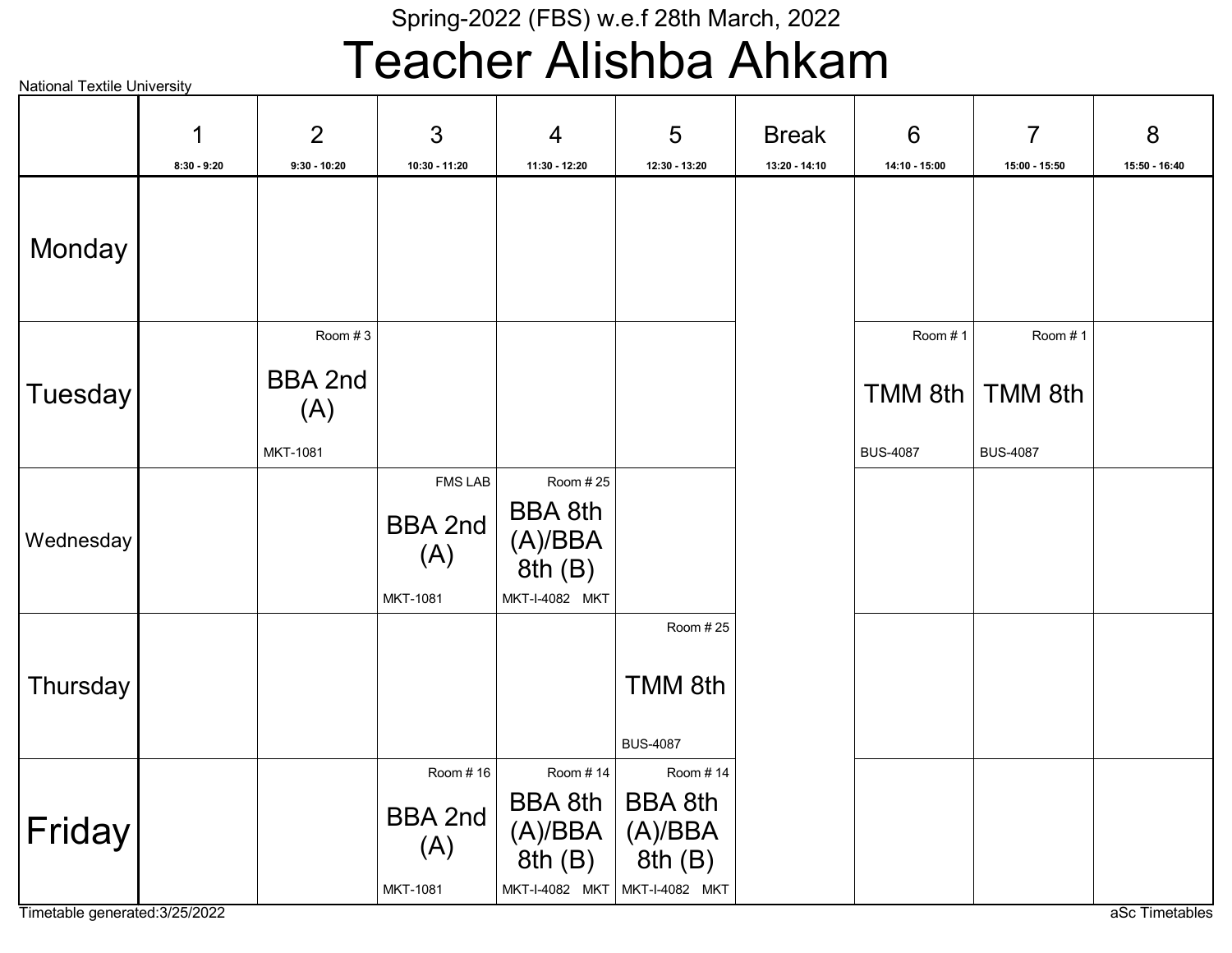Spring-2022 (FBS) w.e.f 28th March, 2022

# Teacher Alishba Ahkam

National Textile University

| | 1<br>8:30 - 9:20 | 2<br>9:30 - 10:20 | 3<br>10:30 - 11:20 | 4<br>11:30 - 12:20 | 5<br>12:30 - 13:20 | Break<br>13:20 - 14:10 | 6<br>14:10 - 15:00 | 7<br>15:00 - 15:50 | 8<br>15:50 - 16:40 |
|---|---|---|---|---|---|---|---|---|---|
| Monday | | | | | | | | | |
| Tuesday | | Room # 3<br>BBA 2nd (A)<br>MKT-1081 | | | | | Room # 1<br>TMM 8th<br>BUS-4087 | Room # 1<br>TMM 8th<br>BUS-4087 | |
| Wednesday | | | FMS LAB<br>BBA 2nd (A)<br>MKT-1081 | Room # 25<br>BBA 8th (A)/BBA 8th (B)<br>MKT-I-4082 MKT | | | | | |
| Thursday | | | | | Room # 25<br>TMM 8th<br>BUS-4087 | | | | |
| Friday | | | Room # 16<br>BBA 2nd (A)<br>MKT-1081 | Room # 14<br>BBA 8th (A)/BBA 8th (B)<br>MKT-I-4082 MKT | Room # 14<br>BBA 8th (A)/BBA 8th (B)<br>MKT-I-4082 MKT | | | | |

Timetable generated:3/25/2022

aSc Timetables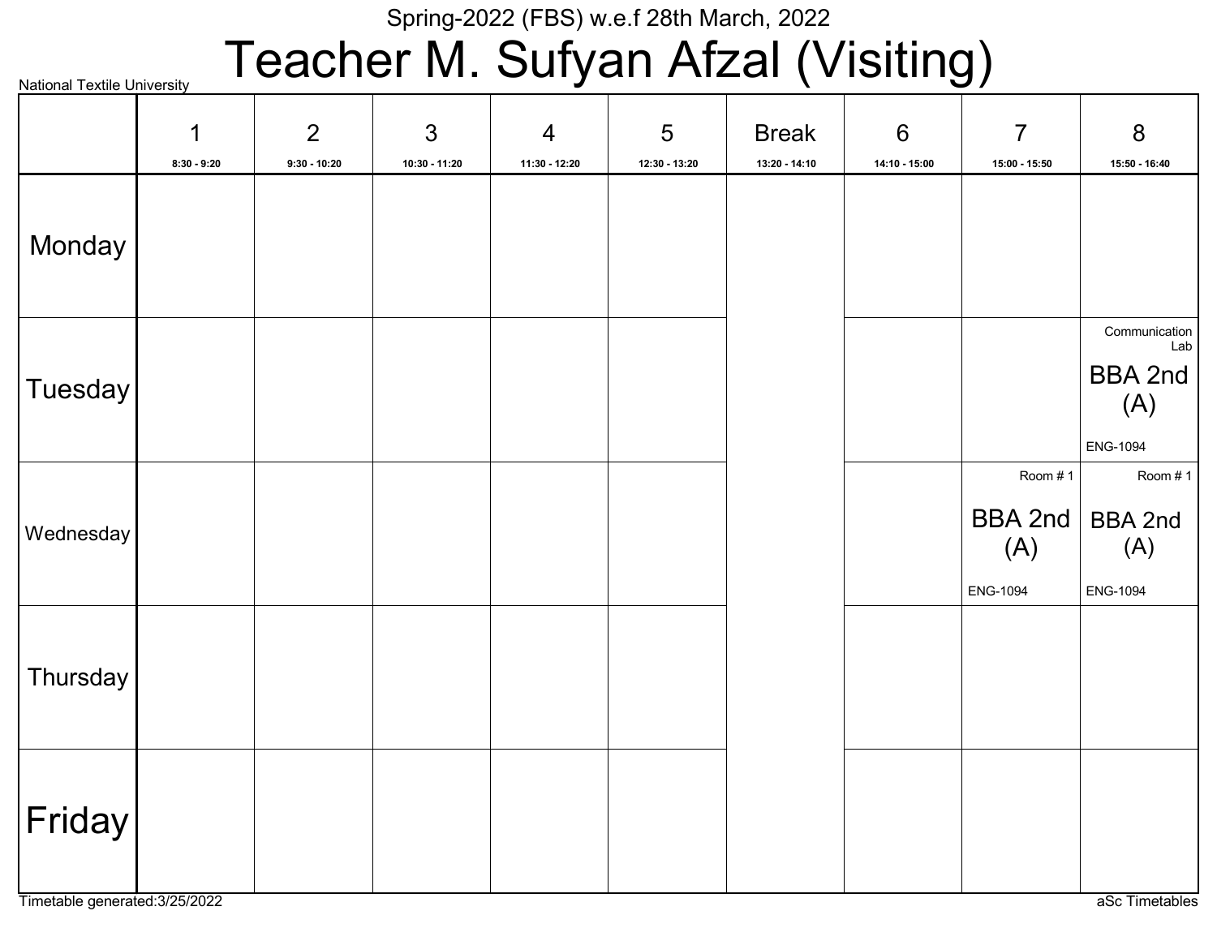Spring-2022 (FBS) w.e.f 28th March, 2022

# Teacher M. Sufyan Afzal (Visiting)

National Textile University

| | 1<br>8:30 - 9:20 | 2<br>9:30 - 10:20 | 3<br>10:30 - 11:20 | 4<br>11:30 - 12:20 | 5<br>12:30 - 13:20 | Break<br>13:20 - 14:10 | 6<br>14:10 - 15:00 | 7<br>15:00 - 15:50 | 8<br>15:50 - 16:40 |
|---|---|---|---|---|---|---|---|---|---|
| Monday | | | | | | | | | |
| Tuesday | | | | | | | | | Communication Lab<br>BBA 2nd (A)<br>ENG-1094 |
| Wednesday | | | | | | | | Room # 1<br>BBA 2nd (A)<br>ENG-1094 | Room # 1<br>BBA 2nd (A)<br>ENG-1094 |
| Thursday | | | | | | | | | |
| Friday | | | | | | | | | |

Timetable generated:3/25/2022

aSc Timetables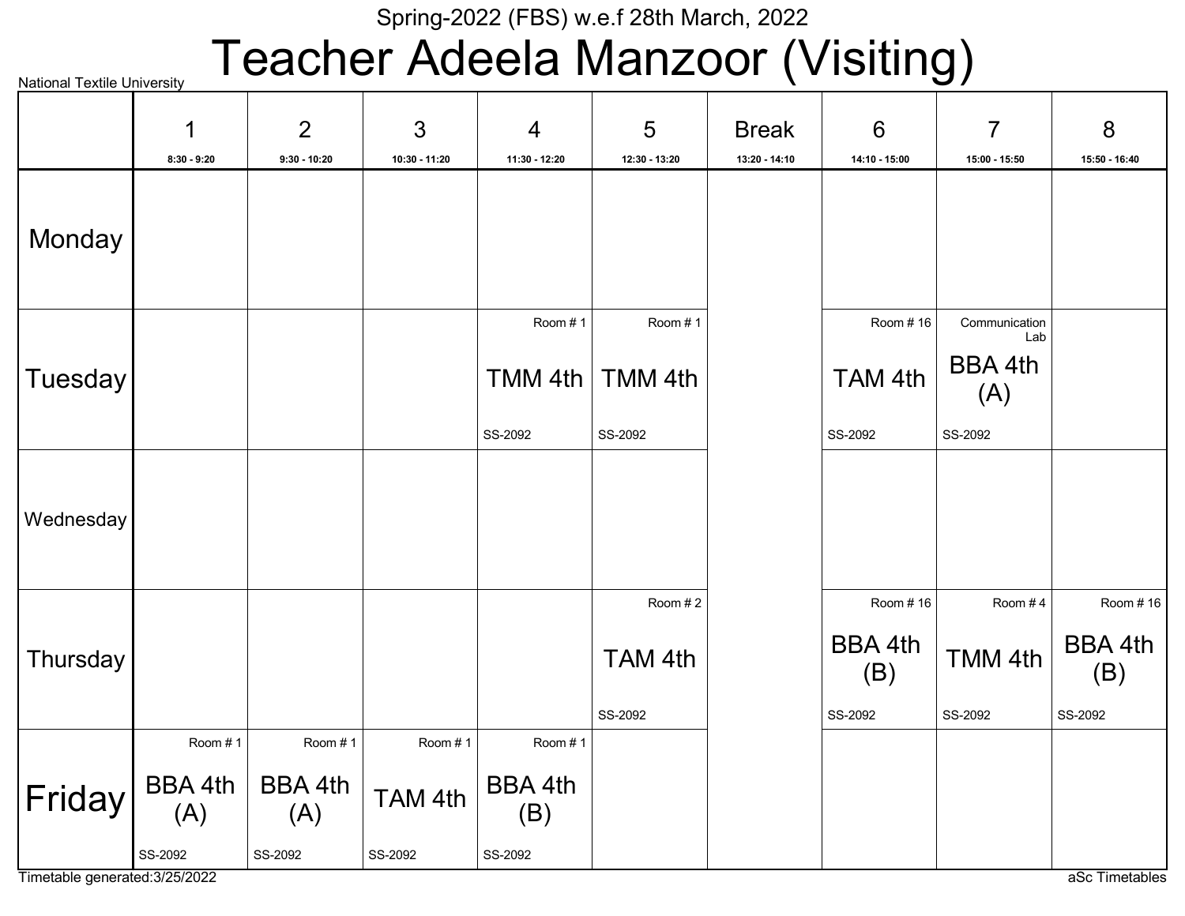Spring-2022 (FBS) w.e.f 28th March, 2022

# Teacher Adeela Manzoor (Visiting)

National Textile University

| | 1<br>8:30 - 9:20 | 2<br>9:30 - 10:20 | 3<br>10:30 - 11:20 | 4<br>11:30 - 12:20 | 5<br>12:30 - 13:20 | Break<br>13:20 - 14:10 | 6<br>14:10 - 15:00 | 7<br>15:00 - 15:50 | 8<br>15:50 - 16:40 |
|---|---|---|---|---|---|---|---|---|---|
| Monday | | | | | | | | | |
| Tuesday | | | | Room # 1<br>TMM 4th<br>SS-2092 | Room # 1<br>TMM 4th<br>SS-2092 | | Room # 16<br>TAM 4th<br>SS-2092 | Communication Lab<br>BBA 4th (A)<br>SS-2092 | |
| Wednesday | | | | | | | | | |
| Thursday | | | | | Room # 2<br>TAM 4th<br>SS-2092 | | Room # 16<br>BBA 4th (B)<br>SS-2092 | Room # 4<br>TMM 4th<br>SS-2092 | Room # 16<br>BBA 4th (B)<br>SS-2092 |
| Friday | Room # 1<br>BBA 4th (A)<br>SS-2092 | Room # 1<br>BBA 4th (A)<br>SS-2092 | Room # 1<br>TAM 4th<br>SS-2092 | Room # 1<br>BBA 4th (B)<br>SS-2092 | | | | | |

Timetable generated:3/25/2022

aSc Timetables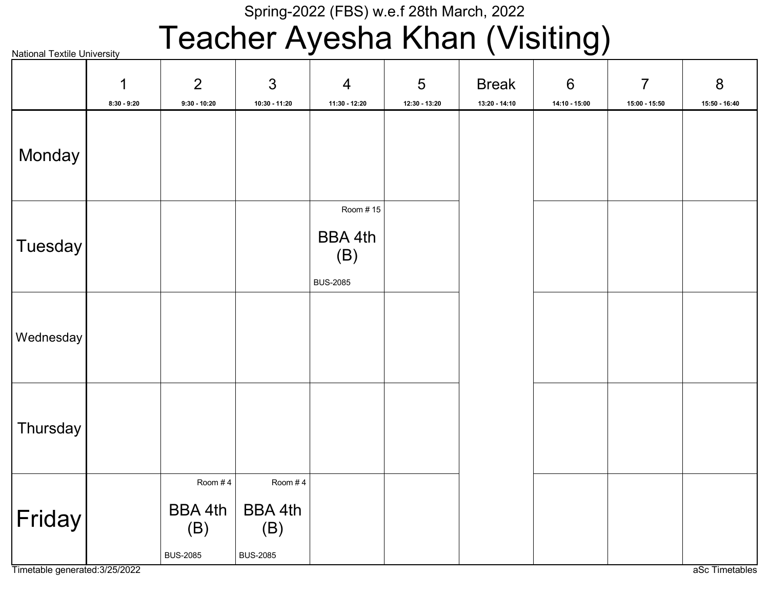Spring-2022 (FBS) w.e.f 28th March, 2022

# Teacher Ayesha Khan (Visiting)

National Textile University

| | 1<br>8:30 - 9:20 | 2<br>9:30 - 10:20 | 3<br>10:30 - 11:20 | 4<br>11:30 - 12:20 | 5<br>12:30 - 13:20 | Break<br>13:20 - 14:10 | 6<br>14:10 - 15:00 | 7<br>15:00 - 15:50 | 8<br>15:50 - 16:40 |
|---|---|---|---|---|---|---|---|---|---|
| Monday | | | | | | | | | |
| Tuesday | | | | Room # 15<br>BBA 4th (B)<br>BUS-2085 | | | | | |
| Wednesday | | | | | | | | | |
| Thursday | | | | | | | | | |
| Friday | | Room # 4<br>BBA 4th (B)<br>BUS-2085 | Room # 4<br>BBA 4th (B)<br>BUS-2085 | | | | | | |

Timetable generated:3/25/2022

aSc Timetables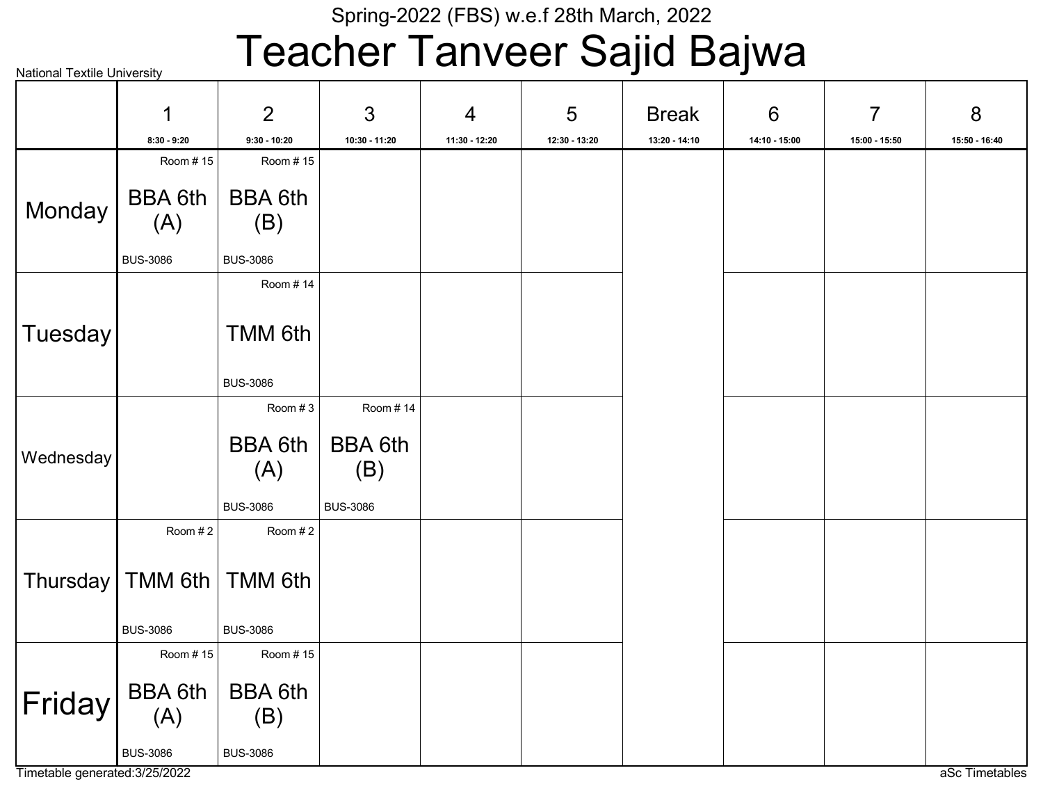Spring-2022 (FBS) w.e.f 28th March, 2022

# Teacher Tanveer Sajid Bajwa

National Textile University

| | 1<br>8:30 - 9:20 | 2<br>9:30 - 10:20 | 3<br>10:30 - 11:20 | 4<br>11:30 - 12:20 | 5<br>12:30 - 13:20 | Break<br>13:20 - 14:10 | 6<br>14:10 - 15:00 | 7<br>15:00 - 15:50 | 8<br>15:50 - 16:40 |
|---|---|---|---|---|---|---|---|---|---|
| Monday | Room # 15<br>BBA 6th (A)<br>BUS-3086 | Room # 15<br>BBA 6th (B)<br>BUS-3086 | | | | | | | |
| Tuesday | | Room # 14<br>TMM 6th<br>BUS-3086 | | | | | | | |
| Wednesday | | Room # 3<br>BBA 6th (A)<br>BUS-3086 | Room # 14<br>BBA 6th (B)<br>BUS-3086 | | | | | | |
| Thursday | Room # 2<br>TMM 6th<br>BUS-3086 | Room # 2<br>TMM 6th<br>BUS-3086 | | | | | | | |
| Friday | Room # 15<br>BBA 6th (A)<br>BUS-3086 | Room # 15<br>BBA 6th (B)<br>BUS-3086 | | | | | | | |

Timetable generated:3/25/2022

aSc Timetables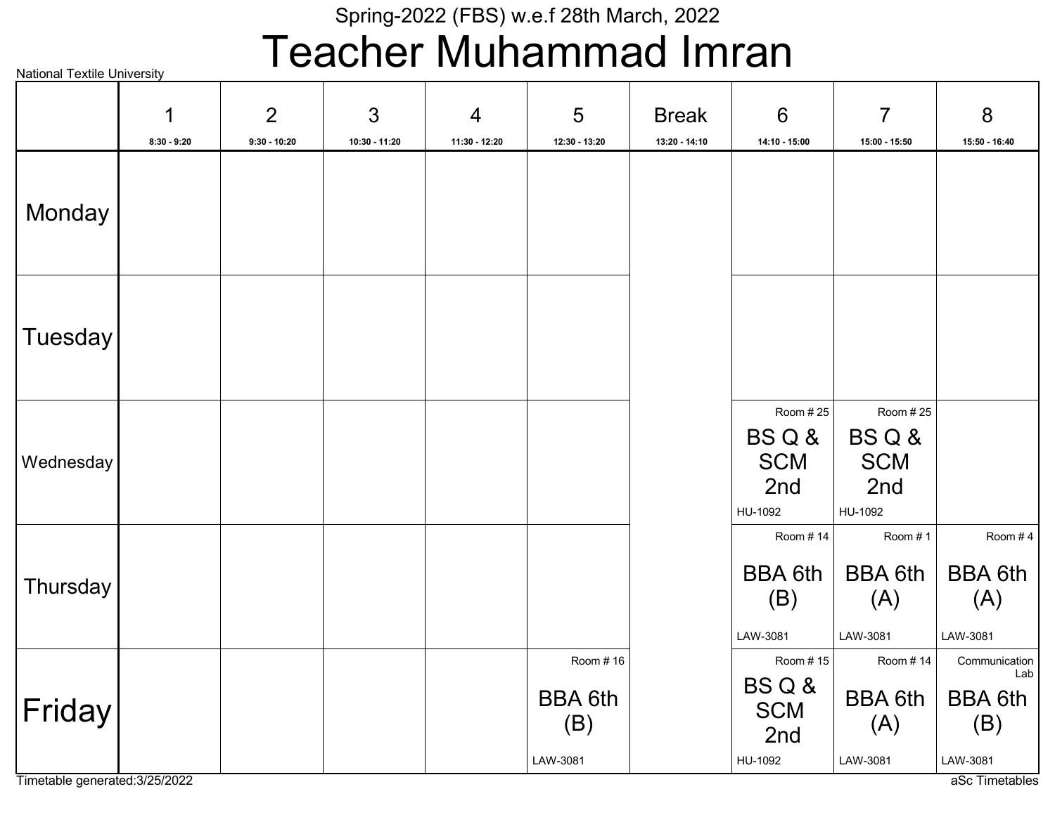Spring-2022 (FBS) w.e.f 28th March, 2022

# Teacher Muhammad Imran

National Textile University

| | 1<br>8:30 - 9:20 | 2<br>9:30 - 10:20 | 3<br>10:30 - 11:20 | 4<br>11:30 - 12:20 | 5<br>12:30 - 13:20 | Break<br>13:20 - 14:10 | 6<br>14:10 - 15:00 | 7<br>15:00 - 15:50 | 8<br>15:50 - 16:40 |
|---|---|---|---|---|---|---|---|---|---|
| Monday | | | | | | | | | |
| Tuesday | | | | | | | | | |
| Wednesday | | | | | | | Room # 25<br>BS Q & SCM 2nd<br>HU-1092 | Room # 25<br>BS Q & SCM 2nd<br>HU-1092 | |
| Thursday | | | | | | | Room # 14<br>BBA 6th (B)<br>LAW-3081 | Room # 1<br>BBA 6th (A)<br>LAW-3081 | Room # 4<br>BBA 6th (A)<br>LAW-3081 |
| Friday | | | | | Room # 16<br>BBA 6th (B)<br>LAW-3081 | | Room # 15<br>BS Q & SCM 2nd<br>HU-1092 | Room # 14<br>BBA 6th (A)<br>LAW-3081 | Communication Lab<br>BBA 6th (B)<br>LAW-3081 |

Timetable generated:3/25/2022

aSc Timetables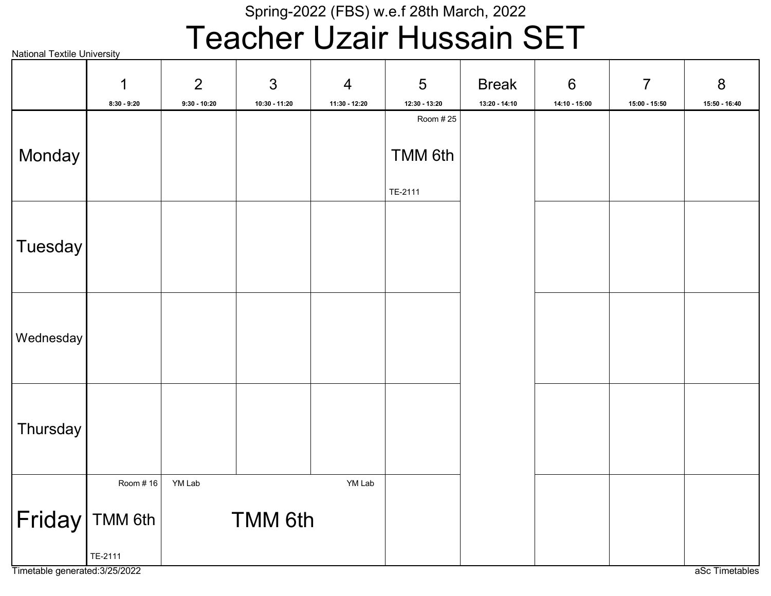Spring-2022 (FBS) w.e.f 28th March, 2022

# Teacher Uzair Hussain SET

National Textile University

| | 1<br>8:30 - 9:20 | 2<br>9:30 - 10:20 | 3<br>10:30 - 11:20 | 4<br>11:30 - 12:20 | 5<br>12:30 - 13:20 | Break<br>13:20 - 14:10 | 6<br>14:10 - 15:00 | 7<br>15:00 - 15:50 | 8<br>15:50 - 16:40 |
|---|---|---|---|---|---|---|---|---|---|
| Monday | | | | | Room # 25<br>TMM 6th<br>TE-2111 | | | | |
| Tuesday | | | | | | | | | |
| Wednesday | | | | | | | | | |
| Thursday | | | | | | | | | |
| Friday | Room # 16<br>TMM 6th<br>TE-2111 | YM Lab<br>TMM 6th | YM Lab<br>TMM 6th | YM Lab<br>TMM 6th | | | | | |

Timetable generated:3/25/2022

aSc Timetables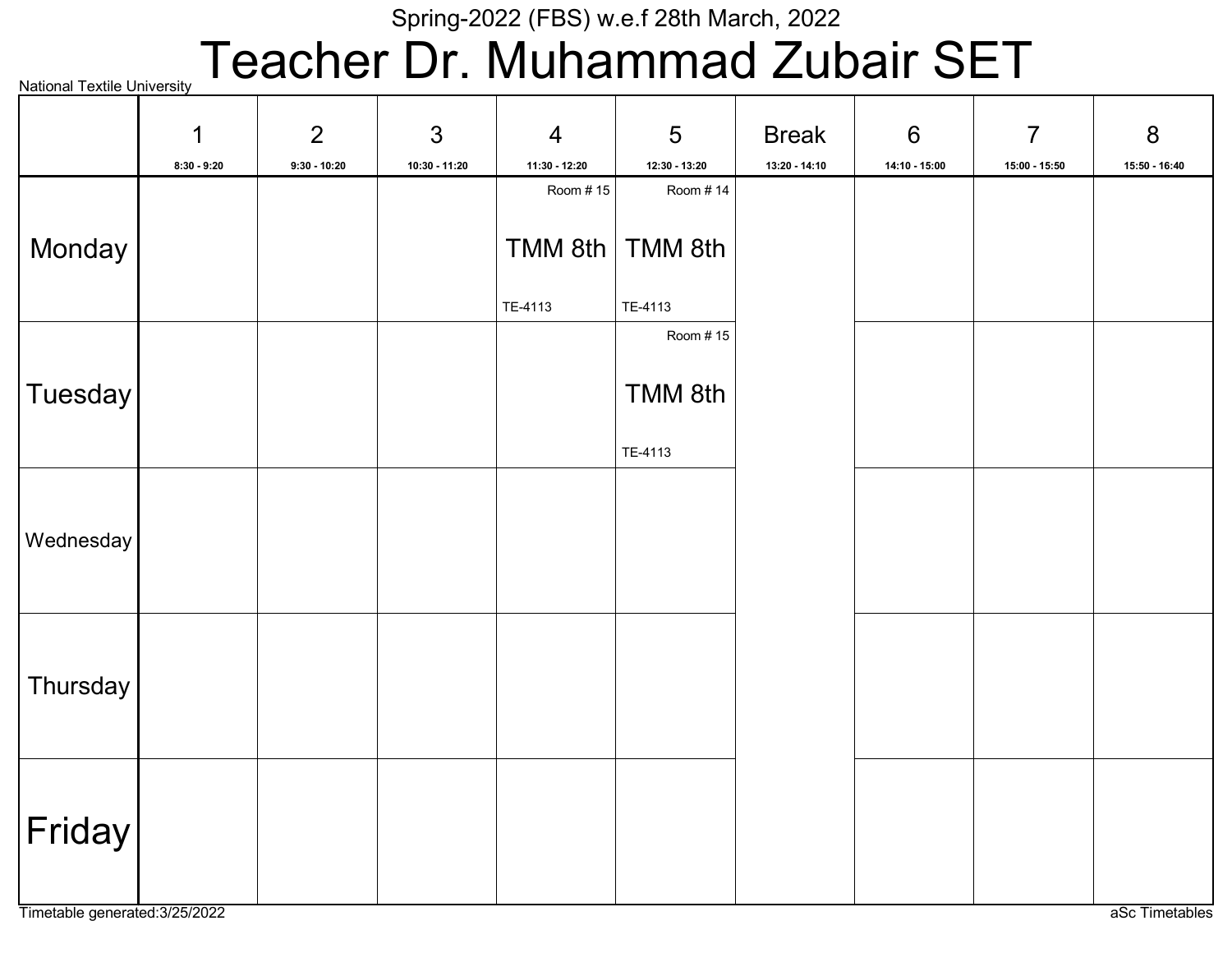Spring-2022 (FBS) w.e.f 28th March, 2022

# Teacher Dr. Muhammad Zubair SET

National Textile University

| | 1<br>8:30 - 9:20 | 2<br>9:30 - 10:20 | 3<br>10:30 - 11:20 | 4<br>11:30 - 12:20 | 5<br>12:30 - 13:20 | Break<br>13:20 - 14:10 | 6<br>14:10 - 15:00 | 7<br>15:00 - 15:50 | 8<br>15:50 - 16:40 |
|---|---|---|---|---|---|---|---|---|---|
| Monday | | | | Room # 15<br>TMM 8th<br>TE-4113 | Room # 14<br>TMM 8th<br>TE-4113 | | | | |
| Tuesday | | | | | Room # 15<br>TMM 8th<br>TE-4113 | | | | |
| Wednesday | | | | | | | | | |
| Thursday | | | | | | | | | |
| Friday | | | | | | | | | |

Timetable generated:3/25/2022

aSc Timetables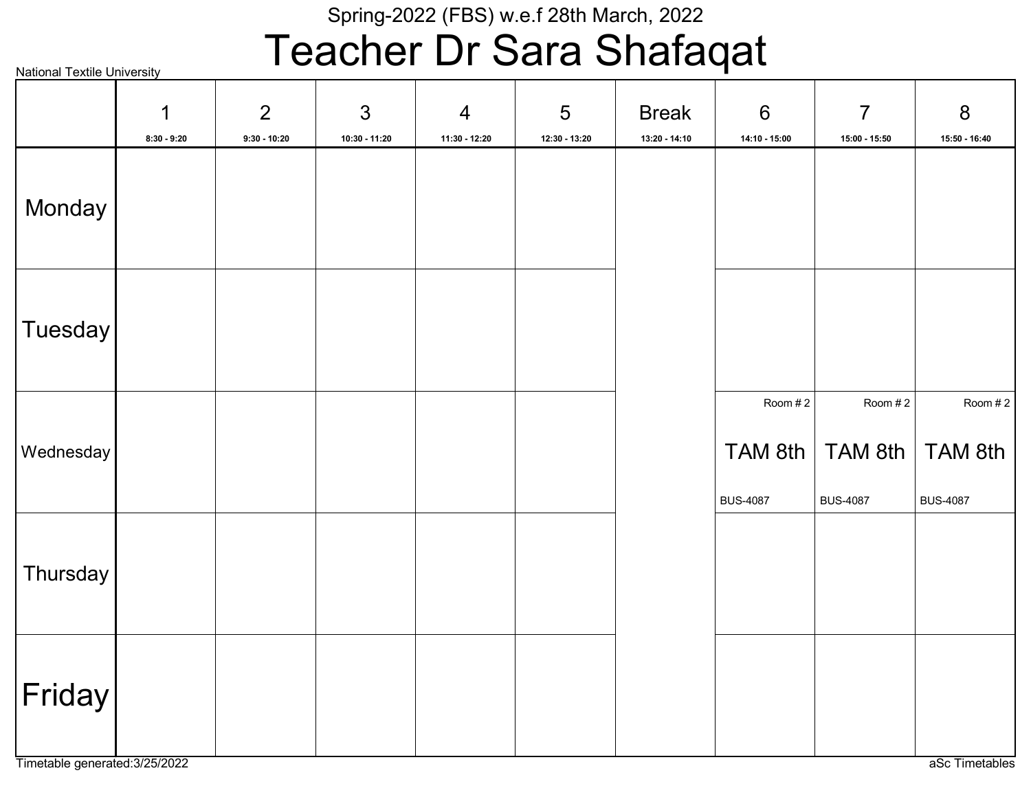Spring-2022 (FBS) w.e.f 28th March, 2022

# Teacher Dr Sara Shafaqat

National Textile University

| | 1<br>8:30 - 9:20 | 2<br>9:30 - 10:20 | 3<br>10:30 - 11:20 | 4<br>11:30 - 12:20 | 5<br>12:30 - 13:20 | Break<br>13:20 - 14:10 | 6<br>14:10 - 15:00 | 7<br>15:00 - 15:50 | 8<br>15:50 - 16:40 |
|---|---|---|---|---|---|---|---|---|---|
| Monday | | | | | | | | | |
| Tuesday | | | | | | | | | |
| Wednesday | | | | | | | Room # 2<br>TAM 8th<br>BUS-4087 | Room # 2<br>TAM 8th<br>BUS-4087 | Room # 2<br>TAM 8th<br>BUS-4087 |
| Thursday | | | | | | | | | |
| Friday | | | | | | | | | |

Timetable generated:3/25/2022

aSc Timetables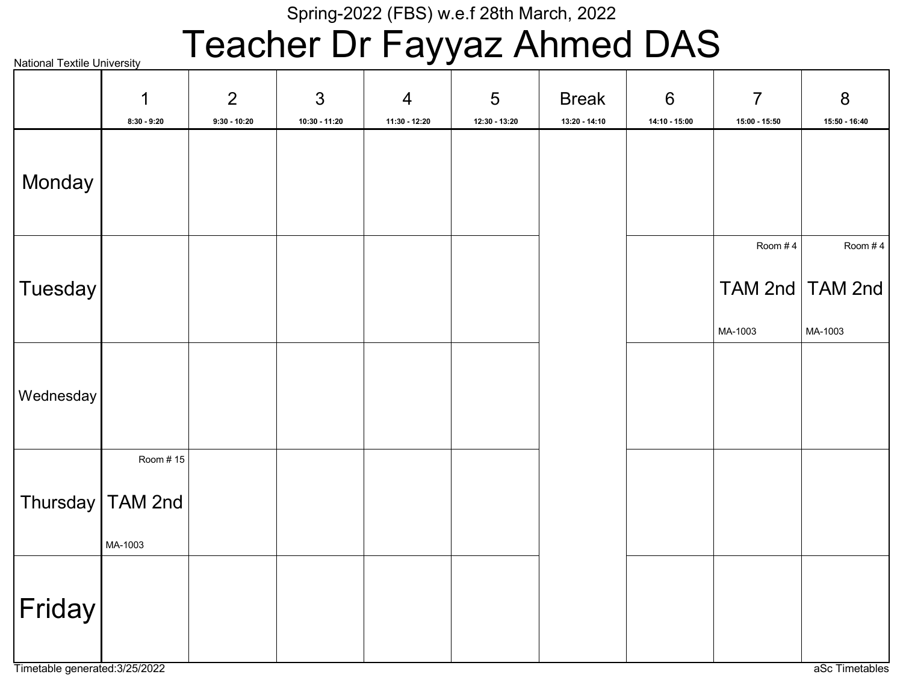Spring-2022 (FBS) w.e.f 28th March, 2022

# Teacher Dr Fayyaz Ahmed DAS

National Textile University

| | 1<br>8:30 - 9:20 | 2<br>9:30 - 10:20 | 3<br>10:30 - 11:20 | 4<br>11:30 - 12:20 | 5<br>12:30 - 13:20 | Break<br>13:20 - 14:10 | 6<br>14:10 - 15:00 | 7<br>15:00 - 15:50 | 8<br>15:50 - 16:40 |
|---|---|---|---|---|---|---|---|---|---|
| Monday | | | | | | | | | |
| Tuesday | | | | | | | | Room # 4<br>TAM 2nd<br>MA-1003 | Room # 4<br>TAM 2nd<br>MA-1003 |
| Wednesday | | | | | | | | | |
| Thursday | Room # 15<br>TAM 2nd<br>MA-1003 | | | | | | | | |
| Friday | | | | | | | | | |

Timetable generated:3/25/2022

aSc Timetables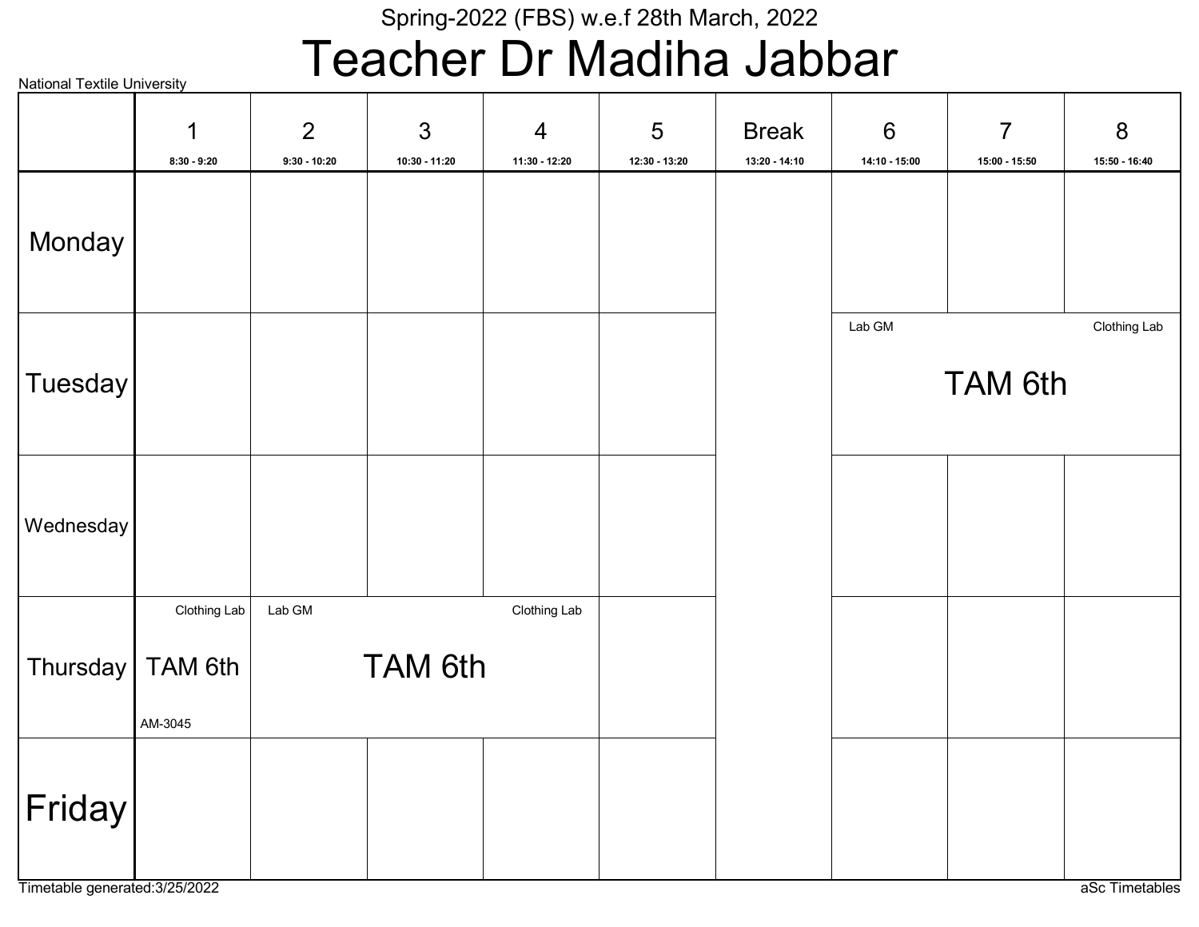Spring-2022 (FBS) w.e.f 28th March, 2022

# Teacher Dr Madiha Jabbar

National Textile University

| | 1<br>8:30 - 9:20 | 2<br>9:30 - 10:20 | 3<br>10:30 - 11:20 | 4<br>11:30 - 12:20 | 5<br>12:30 - 13:20 | Break<br>13:20 - 14:10 | 6<br>14:10 - 15:00 | 7<br>15:00 - 15:50 | 8<br>15:50 - 16:40 |
|---|---|---|---|---|---|---|---|---|---|
| Monday | | | | | | | | | |
| Tuesday | | | | | | | Lab GM / Clothing Lab<br>TAM 6th | | |
| Wednesday | | | | | | | | | |
| Thursday | Clothing Lab<br>TAM 6th<br>AM-3045 | Lab GM / Clothing Lab<br>TAM 6th | | | | | | | |
| Friday | | | | | | | | | |

Timetable generated:3/25/2022

aSc Timetables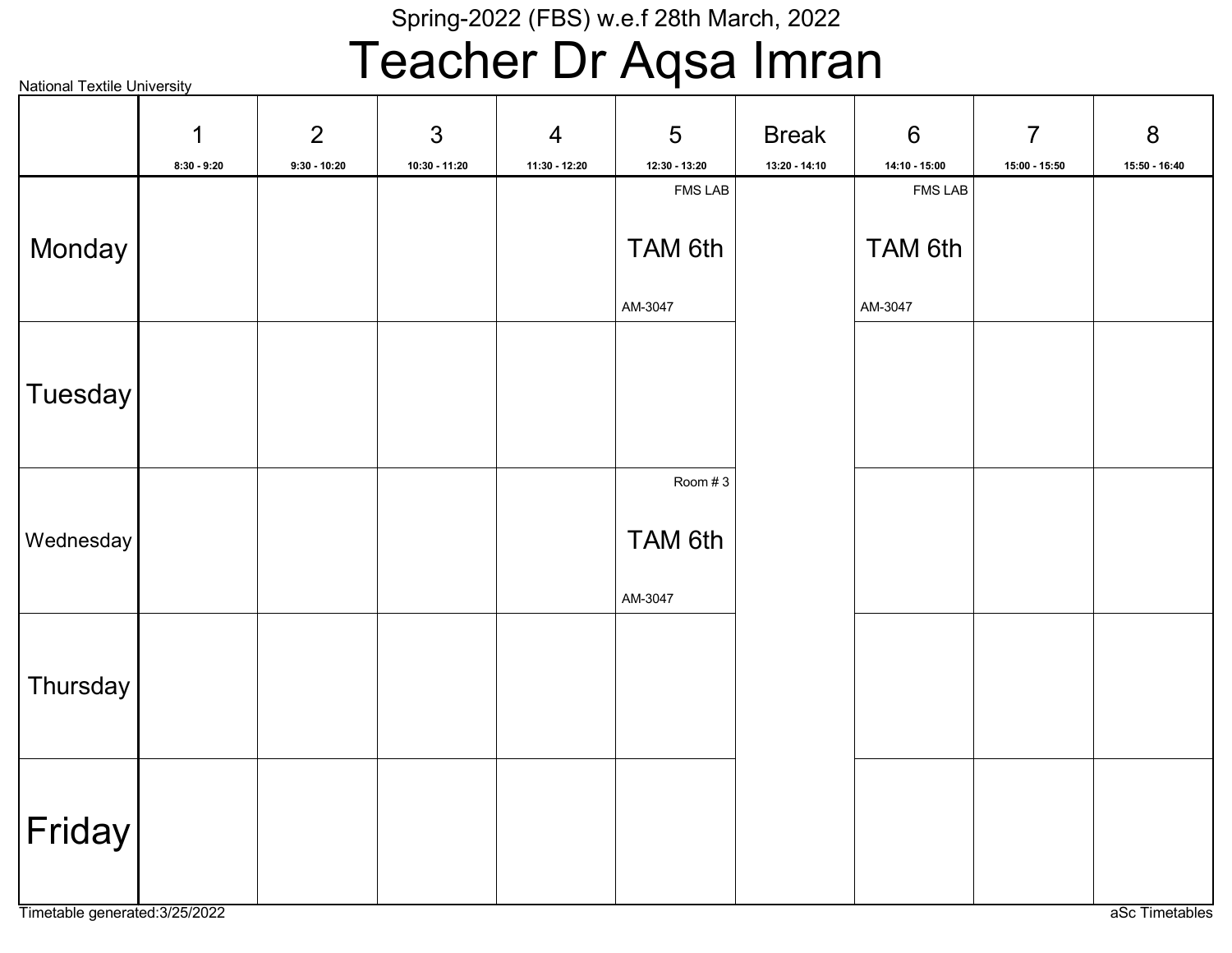Spring-2022 (FBS) w.e.f 28th March, 2022

# Teacher Dr Aqsa Imran

National Textile University

| | 1<br>8:30 - 9:20 | 2<br>9:30 - 10:20 | 3<br>10:30 - 11:20 | 4<br>11:30 - 12:20 | 5<br>12:30 - 13:20 | Break<br>13:20 - 14:10 | 6<br>14:10 - 15:00 | 7<br>15:00 - 15:50 | 8<br>15:50 - 16:40 |
|---|---|---|---|---|---|---|---|---|---|
| Monday | | | | | FMS LAB<br>TAM 6th<br>AM-3047 | | FMS LAB<br>TAM 6th<br>AM-3047 | | |
| Tuesday | | | | | | | | | |
| Wednesday | | | | | Room # 3<br>TAM 6th<br>AM-3047 | | | | |
| Thursday | | | | | | | | | |
| Friday | | | | | | | | | |

Timetable generated:3/25/2022

aSc Timetables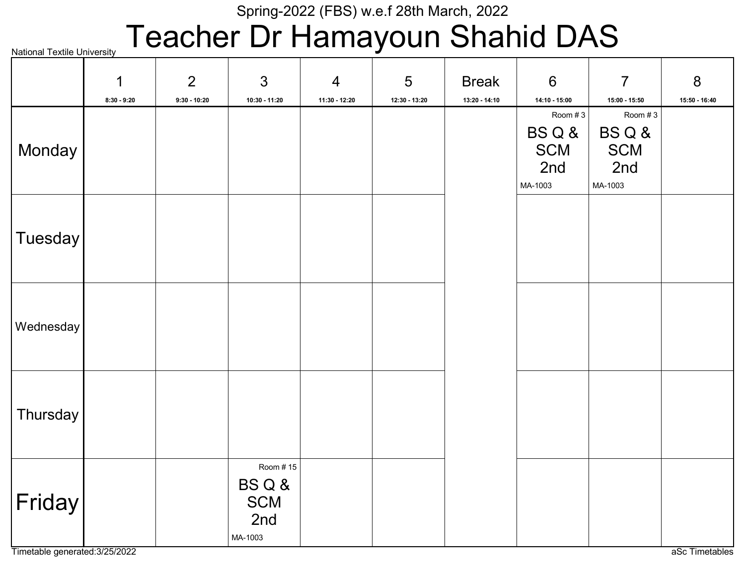Spring-2022 (FBS) w.e.f 28th March, 2022

National Textile University

# Teacher Dr Hamayoun Shahid DAS

| | 1<br>8:30 - 9:20 | 2<br>9:30 - 10:20 | 3<br>10:30 - 11:20 | 4<br>11:30 - 12:20 | 5<br>12:30 - 13:20 | Break<br>13:20 - 14:10 | 6<br>14:10 - 15:00 | 7<br>15:00 - 15:50 | 8<br>15:50 - 16:40 |
|---|---|---|---|---|---|---|---|---|---|
| Monday | | | | | | | Room # 3<br>BS Q & SCM 2nd<br>MA-1003 | Room # 3<br>BS Q & SCM 2nd<br>MA-1003 | |
| Tuesday | | | | | | | | | |
| Wednesday | | | | | | | | | |
| Thursday | | | | | | | | | |
| Friday | | | Room # 15<br>BS Q & SCM 2nd<br>MA-1003 | | | | | | |

Timetable generated:3/25/2022

aSc Timetables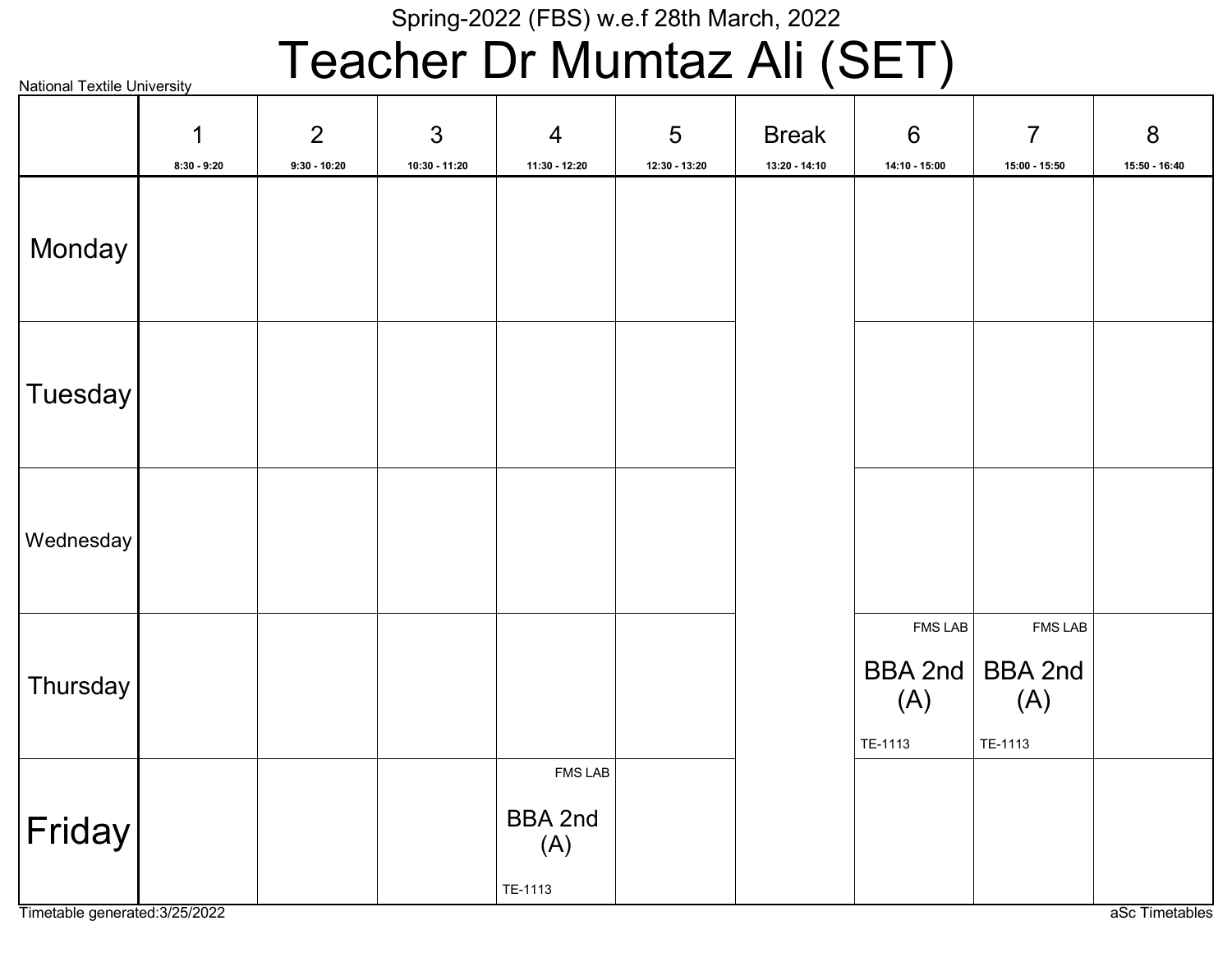National Textile University

Spring-2022 (FBS) w.e.f 28th March, 2022

# Teacher Dr Mumtaz Ali (SET)

| | 1<br>8:30 - 9:20 | 2<br>9:30 - 10:20 | 3<br>10:30 - 11:20 | 4<br>11:30 - 12:20 | 5<br>12:30 - 13:20 | Break<br>13:20 - 14:10 | 6<br>14:10 - 15:00 | 7<br>15:00 - 15:50 | 8<br>15:50 - 16:40 |
|---|---|---|---|---|---|---|---|---|---|
| Monday | | | | | | | | | |
| Tuesday | | | | | | | | | |
| Wednesday | | | | | | | | | |
| Thursday | | | | | | | FMS LAB<br>BBA 2nd (A)<br>TE-1113 | FMS LAB<br>BBA 2nd (A)<br>TE-1113 | |
| Friday | | | | FMS LAB<br>BBA 2nd (A)<br>TE-1113 | | | | | |

Timetable generated:3/25/2022

aSc Timetables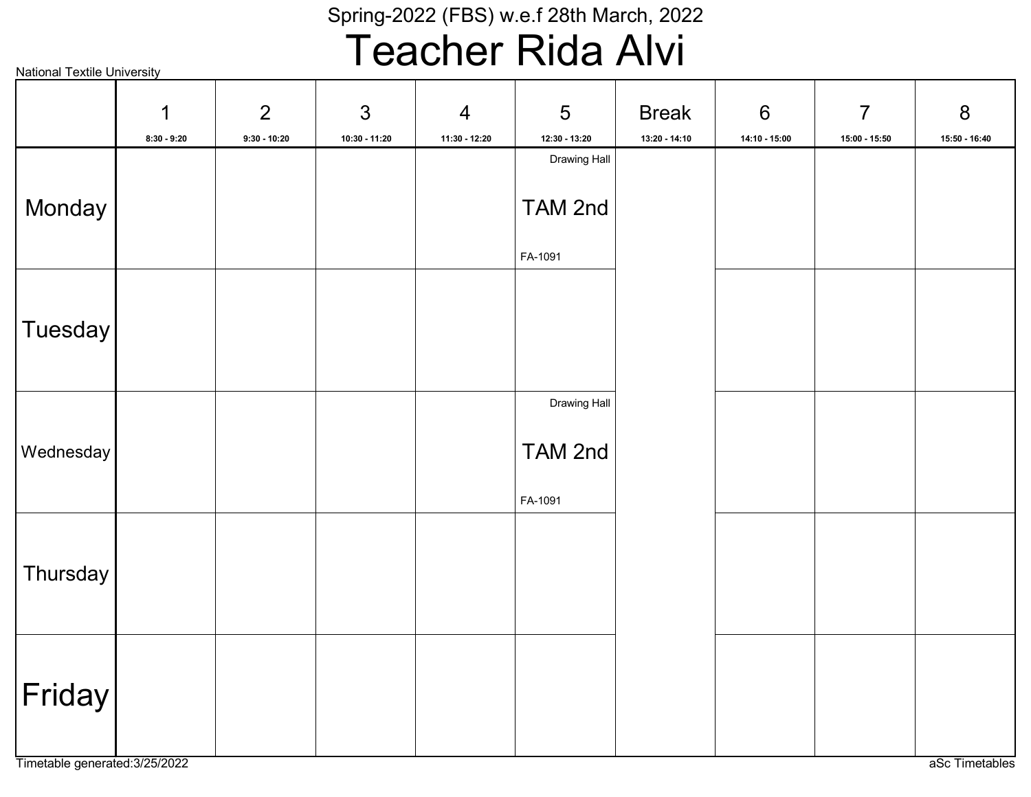Spring-2022 (FBS) w.e.f 28th March, 2022

# Teacher Rida Alvi

National Textile University

| | 1<br>8:30 - 9:20 | 2<br>9:30 - 10:20 | 3<br>10:30 - 11:20 | 4<br>11:30 - 12:20 | 5<br>12:30 - 13:20 | Break<br>13:20 - 14:10 | 6<br>14:10 - 15:00 | 7<br>15:00 - 15:50 | 8<br>15:50 - 16:40 |
|---|---|---|---|---|---|---|---|---|---|
| Monday | | | | | Drawing Hall<br>TAM 2nd<br>FA-1091 | | | | |
| Tuesday | | | | | | | | | |
| Wednesday | | | | | Drawing Hall<br>TAM 2nd<br>FA-1091 | | | | |
| Thursday | | | | | | | | | |
| Friday | | | | | | | | | |

Timetable generated:3/25/2022

aSc Timetables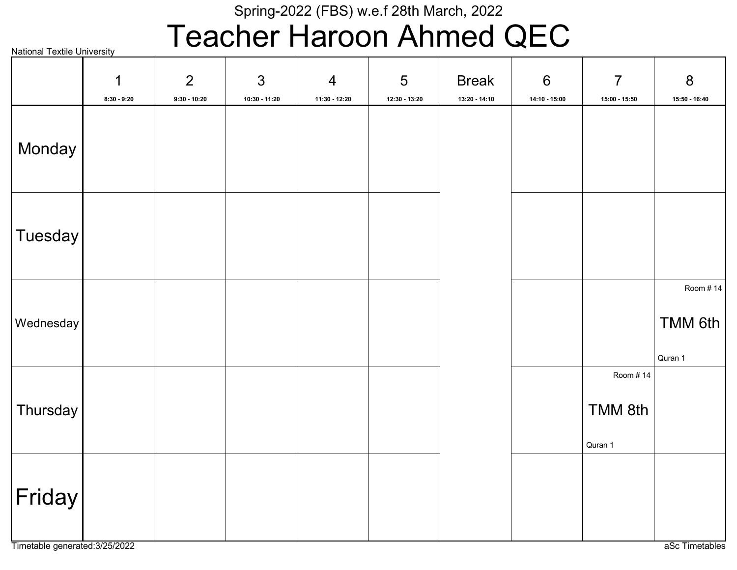Spring-2022 (FBS) w.e.f 28th March, 2022

# Teacher Haroon Ahmed QEC

National Textile University

| | 1<br>8:30 - 9:20 | 2<br>9:30 - 10:20 | 3<br>10:30 - 11:20 | 4<br>11:30 - 12:20 | 5<br>12:30 - 13:20 | Break<br>13:20 - 14:10 | 6<br>14:10 - 15:00 | 7<br>15:00 - 15:50 | 8<br>15:50 - 16:40 |
|---|---|---|---|---|---|---|---|---|---|
| Monday | | | | | | | | | |
| Tuesday | | | | | | | | | |
| Wednesday | | | | | | | | | Room # 14<br>TMM 6th<br>Quran 1 |
| Thursday | | | | | | | | Room # 14<br>TMM 8th<br>Quran 1 | |
| Friday | | | | | | | | | |

Timetable generated:3/25/2022

aSc Timetables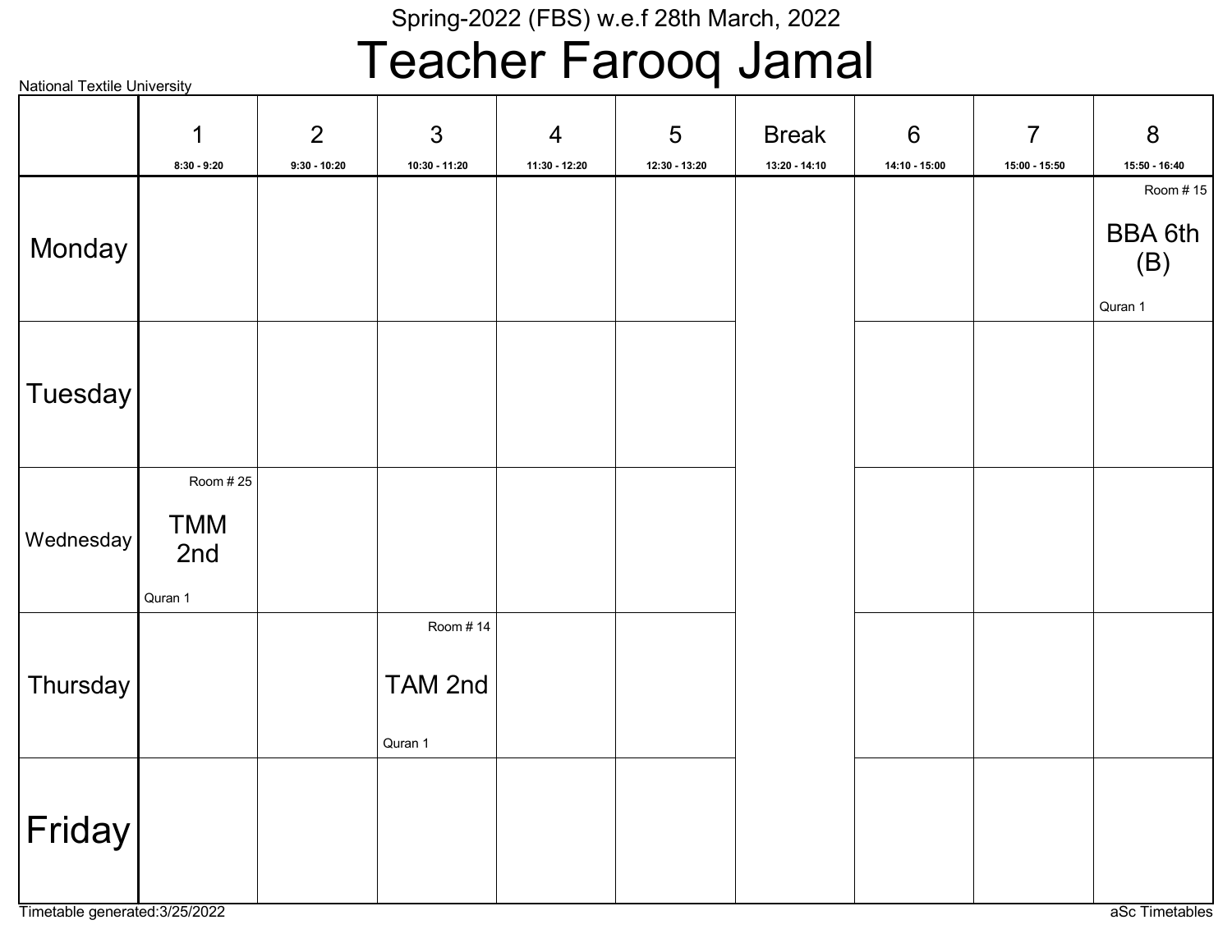Spring-2022 (FBS) w.e.f 28th March, 2022

# Teacher Farooq Jamal

National Textile University

| | 1<br>8:30 - 9:20 | 2<br>9:30 - 10:20 | 3<br>10:30 - 11:20 | 4<br>11:30 - 12:20 | 5<br>12:30 - 13:20 | Break<br>13:20 - 14:10 | 6<br>14:10 - 15:00 | 7<br>15:00 - 15:50 | 8<br>15:50 - 16:40 |
|---|---|---|---|---|---|---|---|---|---|
| Monday | | | | | | | | | Room # 15<br>BBA 6th (B)<br>Quran 1 |
| Tuesday | | | | | | | | | |
| Wednesday | Room # 25<br>TMM 2nd<br>Quran 1 | | | | | | | | |
| Thursday | | | Room # 14<br>TAM 2nd<br>Quran 1 | | | | | | |
| Friday | | | | | | | | | |

Timetable generated:3/25/2022

aSc Timetables